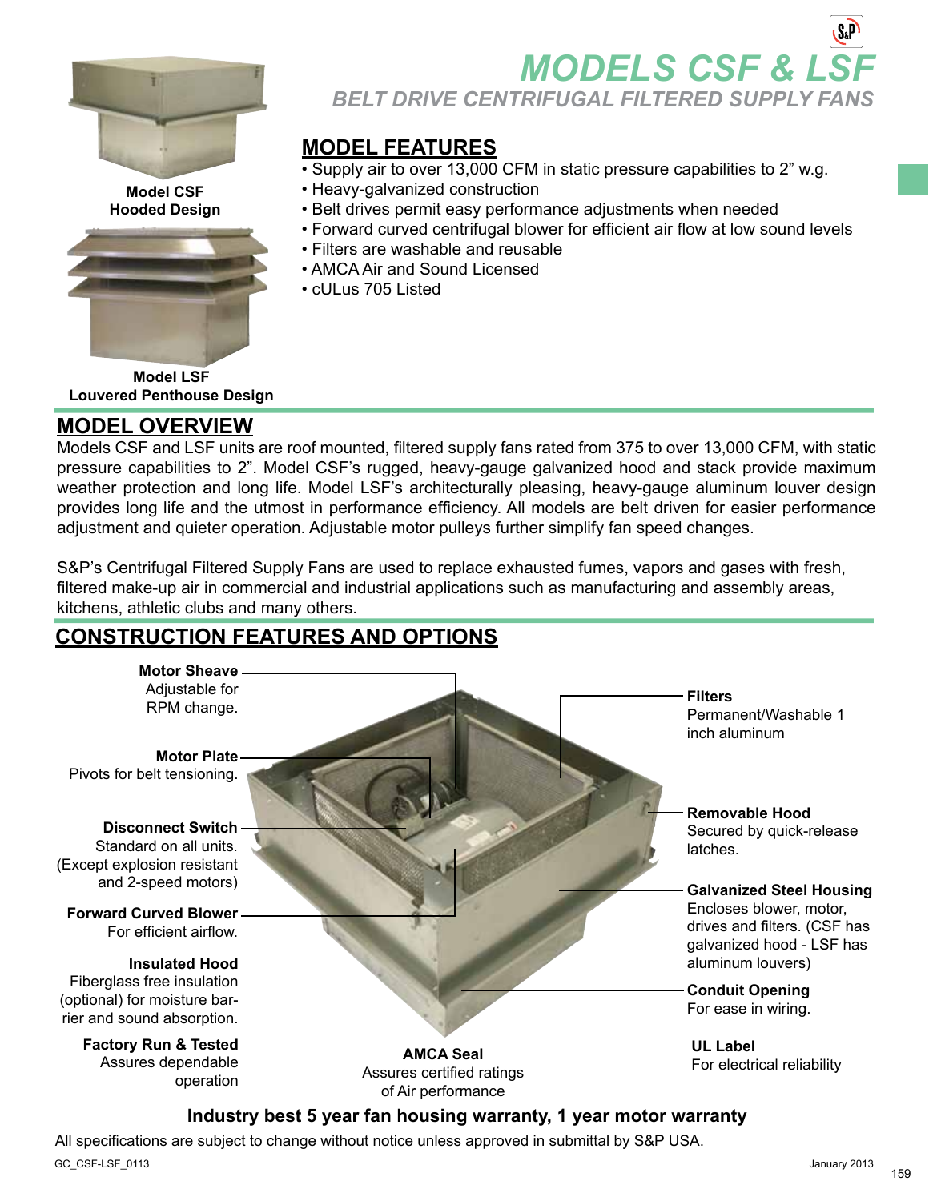# MODELS CSF & LSF

## BELT DRIVE CENTRIFUGAL FILTERED SUPPLY FANS

**Model CSF**
**Hooded Design**

**Model LSF**
**Louvered Penthouse Design**

## MODEL FEATURES

- Supply air to over 13,000 CFM in static pressure capabilities to 2" w.g.
- Heavy-galvanized construction
- Belt drives permit easy performance adjustments when needed
- Forward curved centrifugal blower for efficient air flow at low sound levels
- Filters are washable and reusable
- AMCA Air and Sound Licensed
- cULus 705 Listed

## MODEL OVERVIEW

Models CSF and LSF units are roof mounted, filtered supply fans rated from 375 to over 13,000 CFM, with static pressure capabilities to 2". Model CSF's rugged, heavy-gauge galvanized hood and stack provide maximum weather protection and long life. Model LSF's architecturally pleasing, heavy-gauge aluminum louver design provides long life and the utmost in performance efficiency. All models are belt driven for easier performance adjustment and quieter operation. Adjustable motor pulleys further simplify fan speed changes.

S&P's Centrifugal Filtered Supply Fans are used to replace exhausted fumes, vapors and gases with fresh, filtered make-up air in commercial and industrial applications such as manufacturing and assembly areas, kitchens, athletic clubs and many others.

## CONSTRUCTION FEATURES AND OPTIONS

**Motor Sheave**
Adjustable for RPM change.

**Motor Plate**
Pivots for belt tensioning.

**Disconnect Switch**
Standard on all units. (Except explosion resistant and 2-speed motors)

**Forward Curved Blower**
For efficient airflow.

**Insulated Hood**
Fiberglass free insulation (optional) for moisture barrier and sound absorption.

**Factory Run & Tested**
Assures dependable operation

**AMCA Seal**
Assures certified ratings of Air performance

**Filters**
Permanent/Washable 1 inch aluminum

**Removable Hood**
Secured by quick-release latches.

**Galvanized Steel Housing**
Encloses blower, motor, drives and filters. (CSF has galvanized hood - LSF has aluminum louvers)

**Conduit Opening**
For ease in wiring.

**UL Label**
For electrical reliability

**Industry best 5 year fan housing warranty, 1 year motor warranty**

All specifications are subject to change without notice unless approved in submittal by S&P USA.

GC_CSF-LSF_0113

January 2013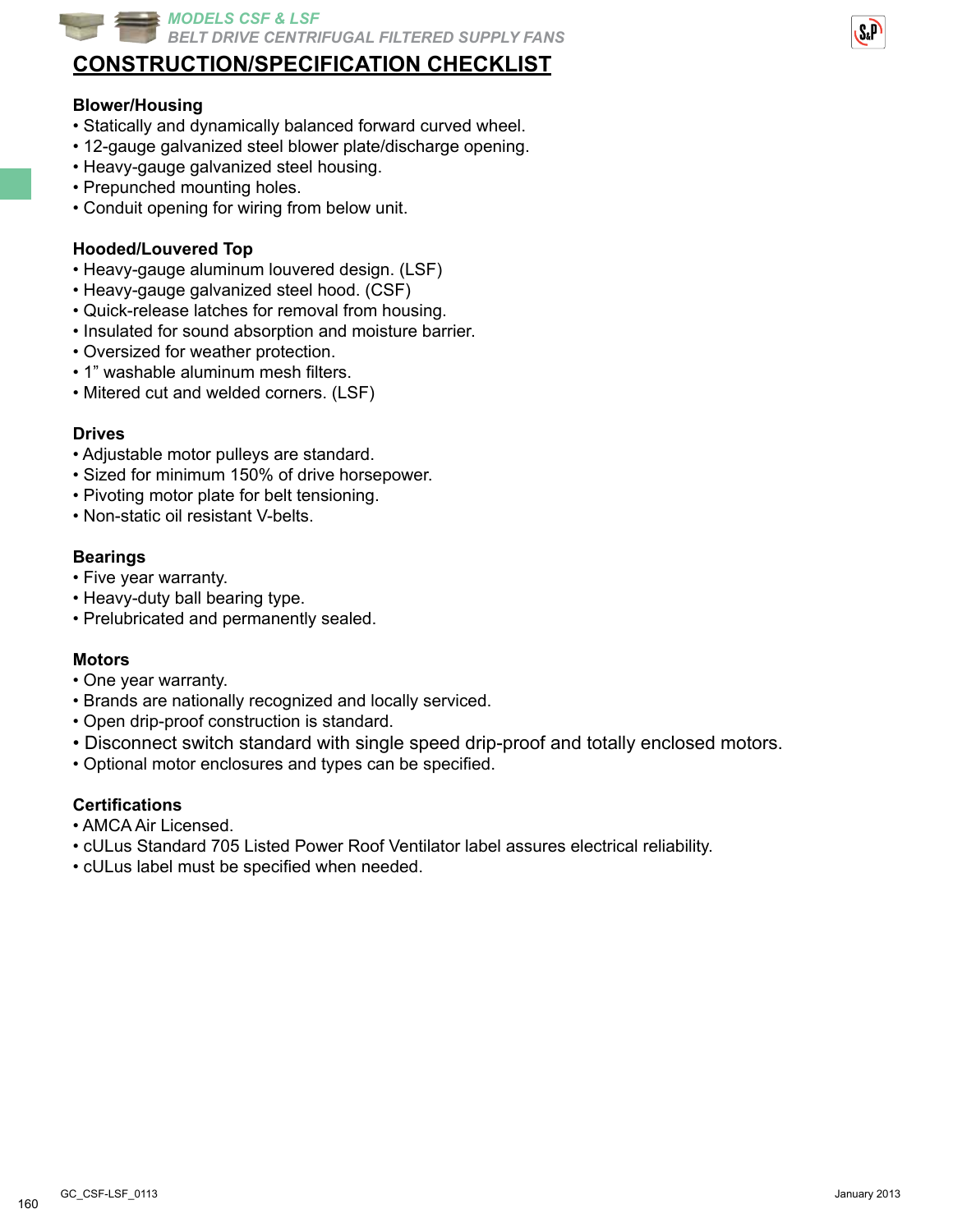# CONSTRUCTION/SPECIFICATION CHECKLIST

### Blower/Housing

- Statically and dynamically balanced forward curved wheel.
- 12-gauge galvanized steel blower plate/discharge opening.
- Heavy-gauge galvanized steel housing.
- Prepunched mounting holes.
- Conduit opening for wiring from below unit.

### Hooded/Louvered Top

- Heavy-gauge aluminum louvered design. (LSF)
- Heavy-gauge galvanized steel hood. (CSF)
- Quick-release latches for removal from housing.
- Insulated for sound absorption and moisture barrier.
- Oversized for weather protection.
- 1" washable aluminum mesh filters.
- Mitered cut and welded corners. (LSF)

### Drives

- Adjustable motor pulleys are standard.
- Sized for minimum 150% of drive horsepower.
- Pivoting motor plate for belt tensioning.
- Non-static oil resistant V-belts.

### Bearings

- Five year warranty.
- Heavy-duty ball bearing type.
- Prelubricated and permanently sealed.

### Motors

- One year warranty.
- Brands are nationally recognized and locally serviced.
- Open drip-proof construction is standard.
- Disconnect switch standard with single speed drip-proof and totally enclosed motors.
- Optional motor enclosures and types can be specified.

### Certifications

- AMCA Air Licensed.
- cULus Standard 705 Listed Power Roof Ventilator label assures electrical reliability.
- cULus label must be specified when needed.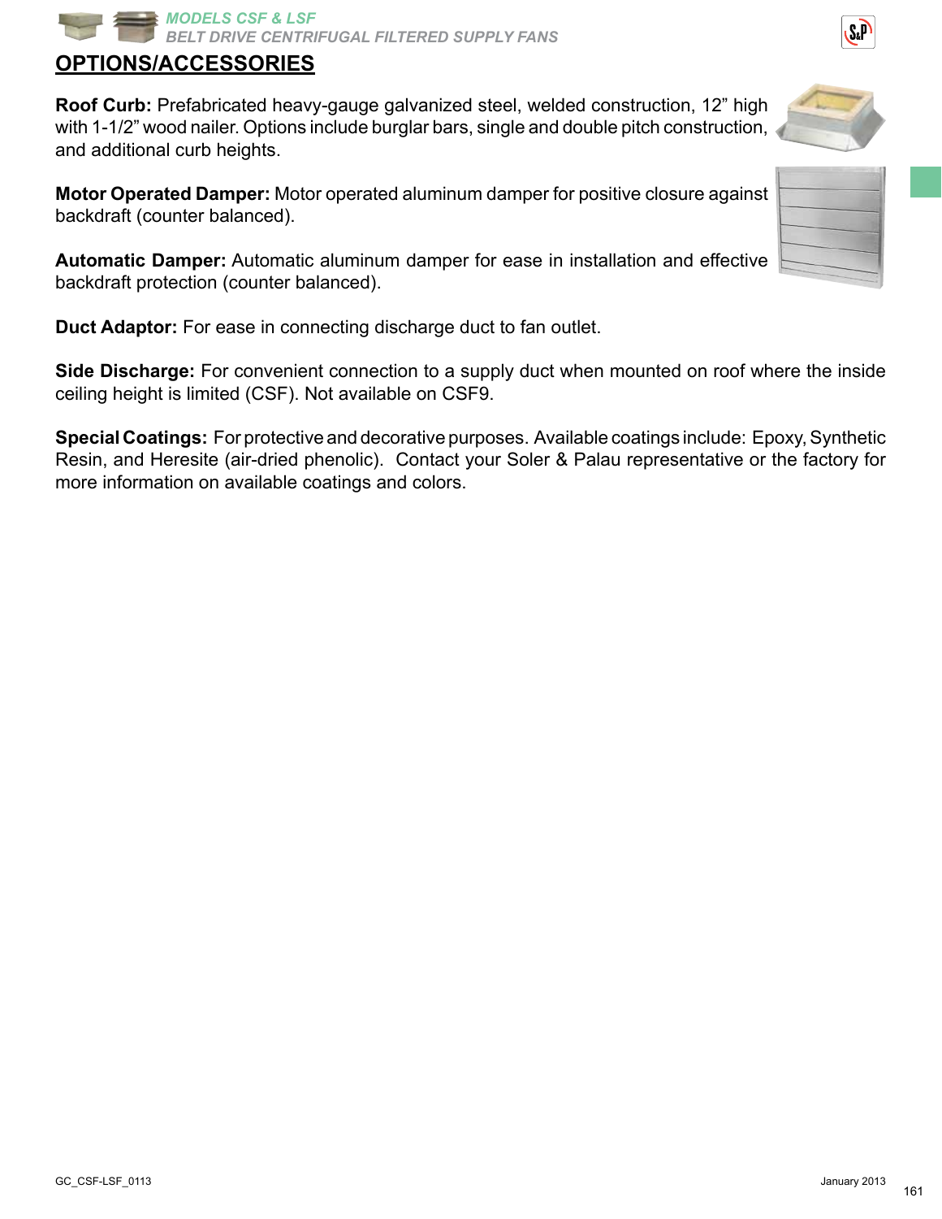## OPTIONS/ACCESSORIES

**Roof Curb:** Prefabricated heavy-gauge galvanized steel, welded construction, 12" high with 1-1/2" wood nailer. Options include burglar bars, single and double pitch construction, and additional curb heights.

**Motor Operated Damper:** Motor operated aluminum damper for positive closure against backdraft (counter balanced).

**Automatic Damper:** Automatic aluminum damper for ease in installation and effective backdraft protection (counter balanced).

**Duct Adaptor:** For ease in connecting discharge duct to fan outlet.

**Side Discharge:** For convenient connection to a supply duct when mounted on roof where the inside ceiling height is limited (CSF). Not available on CSF9.

**Special Coatings:** For protective and decorative purposes. Available coatings include: Epoxy, Synthetic Resin, and Heresite (air-dried phenolic). Contact your Soler & Palau representative or the factory for more information on available coatings and colors.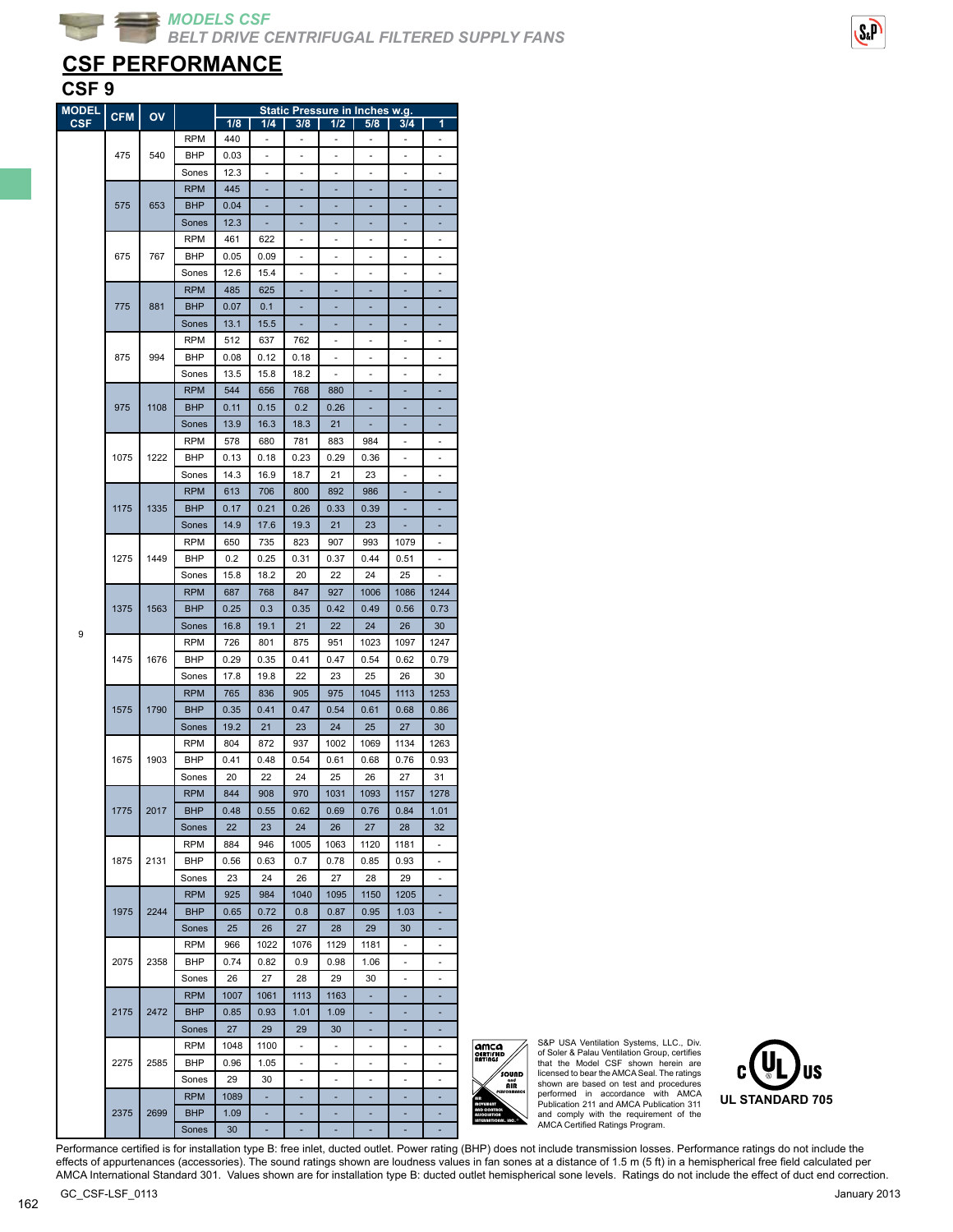# MODELS CSF

*BELT DRIVE CENTRIFUGAL FILTERED SUPPLY FANS*

## CSF PERFORMANCE

### CSF 9

| MODEL CSF | CFM | OV | | Static Pressure in Inches w.g. | | | | | | |
|---|---|---|---|---|---|---|---|---|---|---|
| | | | | 1/8 | 1/4 | 3/8 | 1/2 | 5/8 | 3/4 | 1 |
| 9 | 475 | 540 | RPM | 440 | - | - | - | - | - | - |
| | | | BHP | 0.03 | - | - | - | - | - | - |
| | | | Sones | 12.3 | - | - | - | - | - | - |
| | 575 | 653 | RPM | 445 | - | - | - | - | - | - |
| | | | BHP | 0.04 | - | - | - | - | - | - |
| | | | Sones | 12.3 | - | - | - | - | - | - |
| | 675 | 767 | RPM | 461 | 622 | - | - | - | - | - |
| | | | BHP | 0.05 | 0.09 | - | - | - | - | - |
| | | | Sones | 12.6 | 15.4 | - | - | - | - | - |
| | 775 | 881 | RPM | 485 | 625 | - | - | - | - | - |
| | | | BHP | 0.07 | 0.1 | - | - | - | - | - |
| | | | Sones | 13.1 | 15.5 | - | - | - | - | - |
| | 875 | 994 | RPM | 512 | 637 | 762 | - | - | - | - |
| | | | BHP | 0.08 | 0.12 | 0.18 | - | - | - | - |
| | | | Sones | 13.5 | 15.8 | 18.2 | - | - | - | - |
| | 975 | 1108 | RPM | 544 | 656 | 768 | 880 | - | - | - |
| | | | BHP | 0.11 | 0.15 | 0.2 | 0.26 | - | - | - |
| | | | Sones | 13.9 | 16.3 | 18.3 | 21 | - | - | - |
| | 1075 | 1222 | RPM | 578 | 680 | 781 | 883 | 984 | - | - |
| | | | BHP | 0.13 | 0.18 | 0.23 | 0.29 | 0.36 | - | - |
| | | | Sones | 14.3 | 16.9 | 18.7 | 21 | 23 | - | - |
| | 1175 | 1335 | RPM | 613 | 706 | 800 | 892 | 986 | - | - |
| | | | BHP | 0.17 | 0.21 | 0.26 | 0.33 | 0.39 | - | - |
| | | | Sones | 14.9 | 17.6 | 19.3 | 21 | 23 | - | - |
| | 1275 | 1449 | RPM | 650 | 735 | 823 | 907 | 993 | 1079 | - |
| | | | BHP | 0.2 | 0.25 | 0.31 | 0.37 | 0.44 | 0.51 | - |
| | | | Sones | 15.8 | 18.2 | 20 | 22 | 24 | 25 | - |
| | 1375 | 1563 | RPM | 687 | 768 | 847 | 927 | 1006 | 1086 | 1244 |
| | | | BHP | 0.25 | 0.3 | 0.35 | 0.42 | 0.49 | 0.56 | 0.73 |
| | | | Sones | 16.8 | 19.1 | 21 | 22 | 24 | 26 | 30 |
| | 1475 | 1676 | RPM | 726 | 801 | 875 | 951 | 1023 | 1097 | 1247 |
| | | | BHP | 0.29 | 0.35 | 0.41 | 0.47 | 0.54 | 0.62 | 0.79 |
| | | | Sones | 17.8 | 19.8 | 22 | 23 | 25 | 26 | 30 |
| | 1575 | 1790 | RPM | 765 | 836 | 905 | 975 | 1045 | 1113 | 1253 |
| | | | BHP | 0.35 | 0.41 | 0.47 | 0.54 | 0.61 | 0.68 | 0.86 |
| | | | Sones | 19.2 | 21 | 23 | 24 | 25 | 27 | 30 |
| | 1675 | 1903 | RPM | 804 | 872 | 937 | 1002 | 1069 | 1134 | 1263 |
| | | | BHP | 0.41 | 0.48 | 0.54 | 0.61 | 0.68 | 0.76 | 0.93 |
| | | | Sones | 20 | 22 | 24 | 25 | 26 | 27 | 31 |
| | 1775 | 2017 | RPM | 844 | 908 | 970 | 1031 | 1093 | 1157 | 1278 |
| | | | BHP | 0.48 | 0.55 | 0.62 | 0.69 | 0.76 | 0.84 | 1.01 |
| | | | Sones | 22 | 23 | 24 | 26 | 27 | 28 | 32 |
| | 1875 | 2131 | RPM | 884 | 946 | 1005 | 1063 | 1120 | 1181 | - |
| | | | BHP | 0.56 | 0.63 | 0.7 | 0.78 | 0.85 | 0.93 | - |
| | | | Sones | 23 | 24 | 26 | 27 | 28 | 29 | - |
| | 1975 | 2244 | RPM | 925 | 984 | 1040 | 1095 | 1150 | 1205 | - |
| | | | BHP | 0.65 | 0.72 | 0.8 | 0.87 | 0.95 | 1.03 | - |
| | | | Sones | 25 | 26 | 27 | 28 | 29 | 30 | - |
| | 2075 | 2358 | RPM | 966 | 1022 | 1076 | 1129 | 1181 | - | - |
| | | | BHP | 0.74 | 0.82 | 0.9 | 0.98 | 1.06 | - | - |
| | | | Sones | 26 | 27 | 28 | 29 | 30 | - | - |
| | 2175 | 2472 | RPM | 1007 | 1061 | 1113 | 1163 | - | - | - |
| | | | BHP | 0.85 | 0.93 | 1.01 | 1.09 | - | - | - |
| | | | Sones | 27 | 29 | 29 | 30 | - | - | - |
| | 2275 | 2585 | RPM | 1048 | 1100 | - | - | - | - | - |
| | | | BHP | 0.96 | 1.05 | - | - | - | - | - |
| | | | Sones | 29 | 30 | - | - | - | - | - |
| | 2375 | 2699 | RPM | 1089 | - | - | - | - | - | - |
| | | | BHP | 1.09 | - | - | - | - | - | - |
| | | | Sones | 30 | - | - | - | - | - | - |

S&P USA Ventilation Systems, LLC., Div. of Soler & Palau Ventilation Group, certifies that the Model CSF shown herein are licensed to bear the AMCA Seal. The ratings shown are based on test and procedures performed in accordance with AMCA Publication 211 and AMCA Publication 311 and comply with the requirement of the AMCA Certified Ratings Program.

UL STANDARD 705

Performance certified is for installation type B: free inlet, ducted outlet. Power rating (BHP) does not include transmission losses. Performance ratings do not include the effects of appurtenances (accessories). The sound ratings shown are loudness values in fan sones at a distance of 1.5 m (5 ft) in a hemispherical free field calculated per AMCA International Standard 301. Values shown are for installation type B: ducted outlet hemispherical sone levels. Ratings do not include the effect of duct end correction.

GC_CSF-LSF_0113

January 2013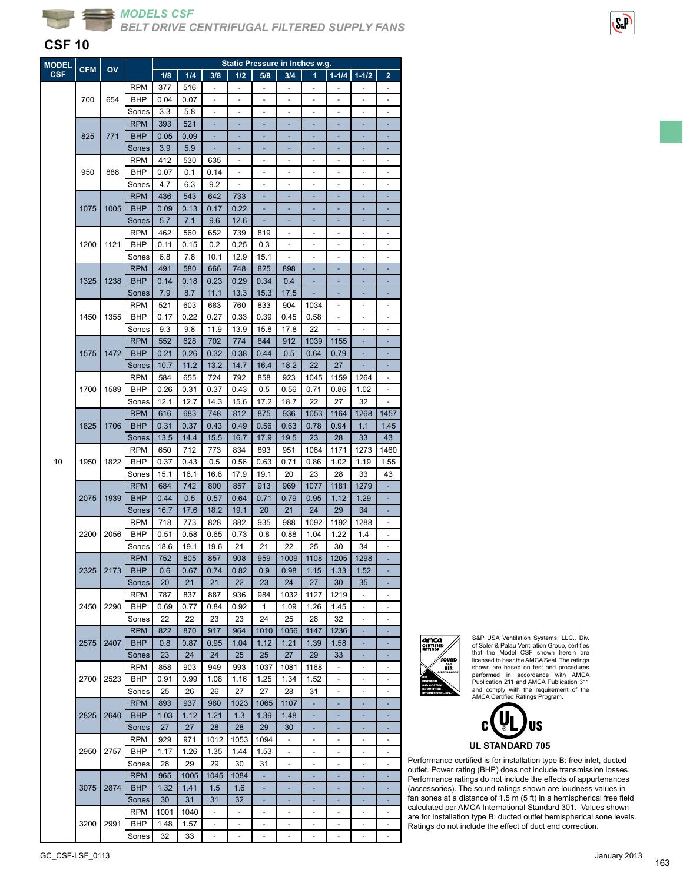*MODELS CSF*
*BELT DRIVE CENTRIFUGAL FILTERED SUPPLY FANS*

## CSF 10

| MODEL CSF | CFM | OV | | Static Pressure in Inches w.g. | | | | | | | | | |
|---|---|---|---|---|---|---|---|---|---|---|---|---|---|
| | | | | 1/8 | 1/4 | 3/8 | 1/2 | 5/8 | 3/4 | 1 | 1-1/4 | 1-1/2 | 2 |
| 10 | 700 | 654 | RPM | 377 | 516 | - | - | - | - | - | - | - | - |
| | | | BHP | 0.04 | 0.07 | - | - | - | - | - | - | - | - |
| | | | Sones | 3.3 | 5.8 | - | - | - | - | - | - | - | - |
| | 825 | 771 | RPM | 393 | 521 | - | - | - | - | - | - | - | - |
| | | | BHP | 0.05 | 0.09 | - | - | - | - | - | - | - | - |
| | | | Sones | 3.9 | 5.9 | - | - | - | - | - | - | - | - |
| | 950 | 888 | RPM | 412 | 530 | 635 | - | - | - | - | - | - | - |
| | | | BHP | 0.07 | 0.1 | 0.14 | - | - | - | - | - | - | - |
| | | | Sones | 4.7 | 6.3 | 9.2 | - | - | - | - | - | - | - |
| | 1075 | 1005 | RPM | 436 | 543 | 642 | 733 | - | - | - | - | - | - |
| | | | BHP | 0.09 | 0.13 | 0.17 | 0.22 | - | - | - | - | - | - |
| | | | Sones | 5.7 | 7.1 | 9.6 | 12.6 | - | - | - | - | - | - |
| | 1200 | 1121 | RPM | 462 | 560 | 652 | 739 | 819 | - | - | - | - | - |
| | | | BHP | 0.11 | 0.15 | 0.2 | 0.25 | 0.3 | - | - | - | - | - |
| | | | Sones | 6.8 | 7.8 | 10.1 | 12.9 | 15.1 | - | - | - | - | - |
| | 1325 | 1238 | RPM | 491 | 580 | 666 | 748 | 825 | 898 | - | - | - | - |
| | | | BHP | 0.14 | 0.18 | 0.23 | 0.29 | 0.34 | 0.4 | - | - | - | - |
| | | | Sones | 7.9 | 8.7 | 11.1 | 13.3 | 15.3 | 17.5 | - | - | - | - |
| | 1450 | 1355 | RPM | 521 | 603 | 683 | 760 | 833 | 904 | 1034 | - | - | - |
| | | | BHP | 0.17 | 0.22 | 0.27 | 0.33 | 0.39 | 0.45 | 0.58 | - | - | - |
| | | | Sones | 9.3 | 9.8 | 11.9 | 13.9 | 15.8 | 17.8 | 22 | - | - | - |
| | 1575 | 1472 | RPM | 552 | 628 | 702 | 774 | 844 | 912 | 1039 | 1155 | - | - |
| | | | BHP | 0.21 | 0.26 | 0.32 | 0.38 | 0.44 | 0.5 | 0.64 | 0.79 | - | - |
| | | | Sones | 10.7 | 11.2 | 13.2 | 14.7 | 16.4 | 18.2 | 22 | 27 | - | - |
| | 1700 | 1589 | RPM | 584 | 655 | 724 | 792 | 858 | 923 | 1045 | 1159 | 1264 | - |
| | | | BHP | 0.26 | 0.31 | 0.37 | 0.43 | 0.5 | 0.56 | 0.71 | 0.86 | 1.02 | - |
| | | | Sones | 12.1 | 12.7 | 14.3 | 15.6 | 17.2 | 18.7 | 22 | 27 | 32 | - |
| | 1825 | 1706 | RPM | 616 | 683 | 748 | 812 | 875 | 936 | 1053 | 1164 | 1268 | 1457 |
| | | | BHP | 0.31 | 0.37 | 0.43 | 0.49 | 0.56 | 0.63 | 0.78 | 0.94 | 1.1 | 1.45 |
| | | | Sones | 13.5 | 14.4 | 15.5 | 16.7 | 17.9 | 19.5 | 23 | 28 | 33 | 43 |
| | 1950 | 1822 | RPM | 650 | 712 | 773 | 834 | 893 | 951 | 1064 | 1171 | 1273 | 1460 |
| | | | BHP | 0.37 | 0.43 | 0.5 | 0.56 | 0.63 | 0.71 | 0.86 | 1.02 | 1.19 | 1.55 |
| | | | Sones | 15.1 | 16.1 | 16.8 | 17.9 | 19.1 | 20 | 23 | 28 | 33 | 43 |
| | 2075 | 1939 | RPM | 684 | 742 | 800 | 857 | 913 | 969 | 1077 | 1181 | 1279 | - |
| | | | BHP | 0.44 | 0.5 | 0.57 | 0.64 | 0.71 | 0.79 | 0.95 | 1.12 | 1.29 | - |
| | | | Sones | 16.7 | 17.6 | 18.2 | 19.1 | 20 | 21 | 24 | 29 | 34 | - |
| | 2200 | 2056 | RPM | 718 | 773 | 828 | 882 | 935 | 988 | 1092 | 1192 | 1288 | - |
| | | | BHP | 0.51 | 0.58 | 0.65 | 0.73 | 0.8 | 0.88 | 1.04 | 1.22 | 1.4 | - |
| | | | Sones | 18.6 | 19.1 | 19.6 | 21 | 21 | 22 | 25 | 30 | 34 | - |
| | 2325 | 2173 | RPM | 752 | 805 | 857 | 908 | 959 | 1009 | 1108 | 1205 | 1298 | - |
| | | | BHP | 0.6 | 0.67 | 0.74 | 0.82 | 0.9 | 0.98 | 1.15 | 1.33 | 1.52 | - |
| | | | Sones | 20 | 21 | 21 | 22 | 23 | 24 | 27 | 30 | 35 | - |
| | 2450 | 2290 | RPM | 787 | 837 | 887 | 936 | 984 | 1032 | 1127 | 1219 | - | - |
| | | | BHP | 0.69 | 0.77 | 0.84 | 0.92 | 1 | 1.09 | 1.26 | 1.45 | - | - |
| | | | Sones | 22 | 22 | 23 | 23 | 24 | 25 | 28 | 32 | - | - |
| | 2575 | 2407 | RPM | 822 | 870 | 917 | 964 | 1010 | 1056 | 1147 | 1236 | - | - |
| | | | BHP | 0.8 | 0.87 | 0.95 | 1.04 | 1.12 | 1.21 | 1.39 | 1.58 | - | - |
| | | | Sones | 23 | 24 | 24 | 25 | 25 | 27 | 29 | 33 | - | - |
| | 2700 | 2523 | RPM | 858 | 903 | 949 | 993 | 1037 | 1081 | 1168 | - | - | - |
| | | | BHP | 0.91 | 0.99 | 1.08 | 1.16 | 1.25 | 1.34 | 1.52 | - | - | - |
| | | | Sones | 25 | 26 | 26 | 27 | 27 | 28 | 31 | - | - | - |
| | 2825 | 2640 | RPM | 893 | 937 | 980 | 1023 | 1065 | 1107 | - | - | - | - |
| | | | BHP | 1.03 | 1.12 | 1.21 | 1.3 | 1.39 | 1.48 | - | - | - | - |
| | | | Sones | 27 | 27 | 28 | 28 | 29 | 30 | - | - | - | - |
| | 2950 | 2757 | RPM | 929 | 971 | 1012 | 1053 | 1094 | - | - | - | - | - |
| | | | BHP | 1.17 | 1.26 | 1.35 | 1.44 | 1.53 | - | - | - | - | - |
| | | | Sones | 28 | 29 | 29 | 30 | 31 | - | - | - | - | - |
| | 3075 | 2874 | RPM | 965 | 1005 | 1045 | 1084 | - | - | - | - | - | - |
| | | | BHP | 1.32 | 1.41 | 1.5 | 1.6 | - | - | - | - | - | - |
| | | | Sones | 30 | 31 | 31 | 32 | - | - | - | - | - | - |
| | 3200 | 2991 | RPM | 1001 | 1040 | - | - | - | - | - | - | - | - |
| | | | BHP | 1.48 | 1.57 | - | - | - | - | - | - | - | - |
| | | | Sones | 32 | 33 | - | - | - | - | - | - | - | - |

S&P USA Ventilation Systems, LLC., Div. of Soler & Palau Ventilation Group, certifies that the Model CSF shown herein are licensed to bear the AMCA Seal. The ratings shown are based on test and procedures performed in accordance with AMCA Publication 211 and AMCA Publication 311 and comply with the requirement of the AMCA Certified Ratings Program.

**UL STANDARD 705**

Performance certified is for installation type B: free inlet, ducted outlet. Power rating (BHP) does not include transmission losses. Performance ratings do not include the effects of appurtenances (accessories). The sound ratings shown are loudness values in fan sones at a distance of 1.5 m (5 ft) in a hemispherical free field calculated per AMCA International Standard 301. Values shown are for installation type B: ducted outlet hemispherical sone levels. Ratings do not include the effect of duct end correction.

GC_CSF-LSF_0113

January 2013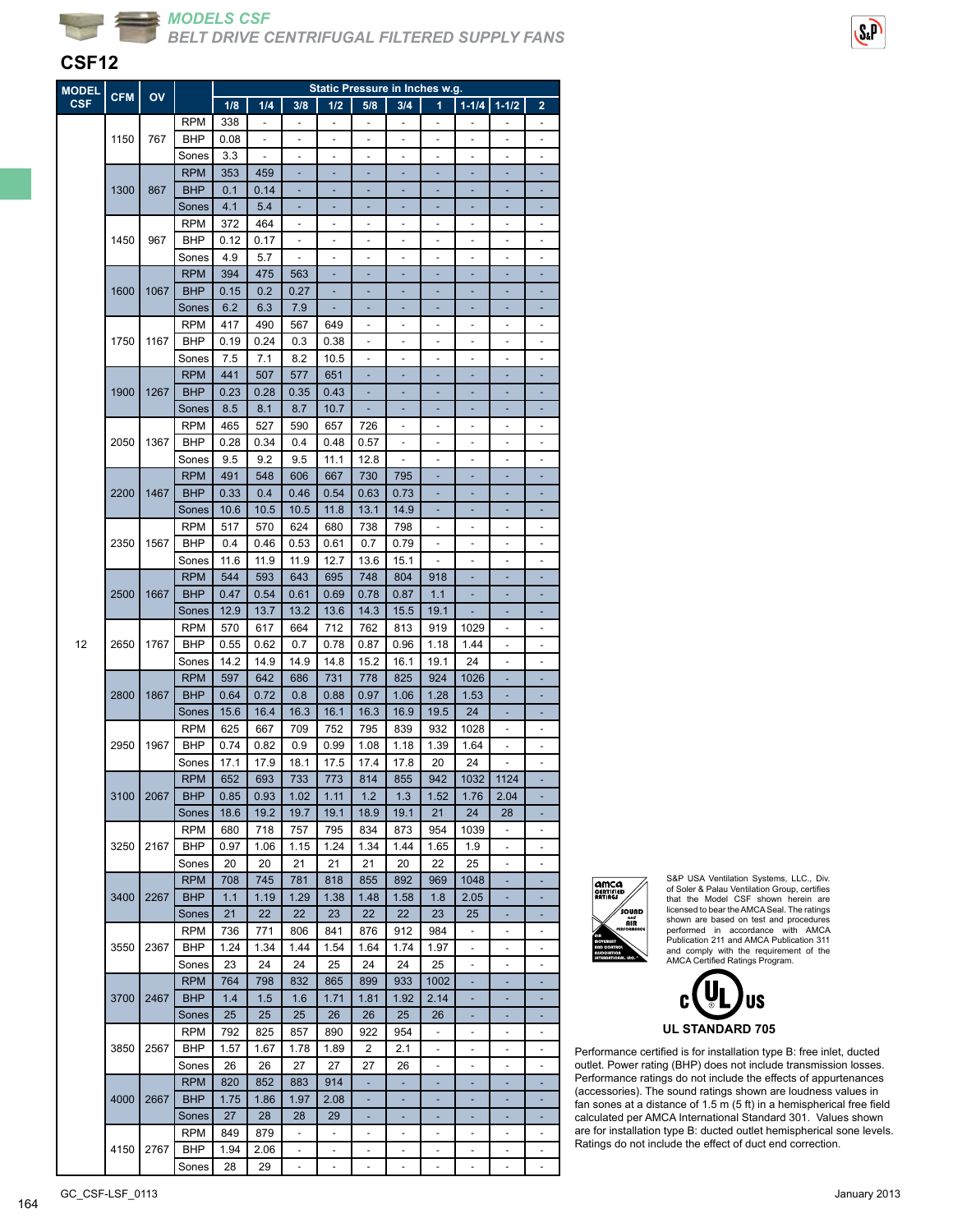## MODELS CSF
## BELT DRIVE CENTRIFUGAL FILTERED SUPPLY FANS

# CSF12

| MODEL CSF | CFM | OV | | Static Pressure in Inches w.g. | | | | | | | | | |
|---|---|---|---|---|---|---|---|---|---|---|---|---|---|
| | | | | 1/8 | 1/4 | 3/8 | 1/2 | 5/8 | 3/4 | 1 | 1-1/4 | 1-1/2 | 2 |
| 12 | 1150 | 767 | RPM | 338 | - | - | - | - | - | - | - | - | - |
| | | | BHP | 0.08 | - | - | - | - | - | - | - | - | - |
| | | | Sones | 3.3 | - | - | - | - | - | - | - | - | - |
| | 1300 | 867 | RPM | 353 | 459 | - | - | - | - | - | - | - | - |
| | | | BHP | 0.1 | 0.14 | - | - | - | - | - | - | - | - |
| | | | Sones | 4.1 | 5.4 | - | - | - | - | - | - | - | - |
| | 1450 | 967 | RPM | 372 | 464 | - | - | - | - | - | - | - | - |
| | | | BHP | 0.12 | 0.17 | - | - | - | - | - | - | - | - |
| | | | Sones | 4.9 | 5.7 | - | - | - | - | - | - | - | - |
| | 1600 | 1067 | RPM | 394 | 475 | 563 | - | - | - | - | - | - | - |
| | | | BHP | 0.15 | 0.2 | 0.27 | - | - | - | - | - | - | - |
| | | | Sones | 6.2 | 6.3 | 7.9 | - | - | - | - | - | - | - |
| | 1750 | 1167 | RPM | 417 | 490 | 567 | 649 | - | - | - | - | - | - |
| | | | BHP | 0.19 | 0.24 | 0.3 | 0.38 | - | - | - | - | - | - |
| | | | Sones | 7.5 | 7.1 | 8.2 | 10.5 | - | - | - | - | - | - |
| | 1900 | 1267 | RPM | 441 | 507 | 577 | 651 | - | - | - | - | - | - |
| | | | BHP | 0.23 | 0.28 | 0.35 | 0.43 | - | - | - | - | - | - |
| | | | Sones | 8.5 | 8.1 | 8.7 | 10.7 | - | - | - | - | - | - |
| | 2050 | 1367 | RPM | 465 | 527 | 590 | 657 | 726 | - | - | - | - | - |
| | | | BHP | 0.28 | 0.34 | 0.4 | 0.48 | 0.57 | - | - | - | - | - |
| | | | Sones | 9.5 | 9.2 | 9.5 | 11.1 | 12.8 | - | - | - | - | - |
| | 2200 | 1467 | RPM | 491 | 548 | 606 | 667 | 730 | 795 | - | - | - | - |
| | | | BHP | 0.33 | 0.4 | 0.46 | 0.54 | 0.63 | 0.73 | - | - | - | - |
| | | | Sones | 10.6 | 10.5 | 10.5 | 11.8 | 13.1 | 14.9 | - | - | - | - |
| | 2350 | 1567 | RPM | 517 | 570 | 624 | 680 | 738 | 798 | - | - | - | - |
| | | | BHP | 0.4 | 0.46 | 0.53 | 0.61 | 0.7 | 0.79 | - | - | - | - |
| | | | Sones | 11.6 | 11.9 | 11.9 | 12.7 | 13.6 | 15.1 | - | - | - | - |
| | 2500 | 1667 | RPM | 544 | 593 | 643 | 695 | 748 | 804 | 918 | - | - | - |
| | | | BHP | 0.47 | 0.54 | 0.61 | 0.69 | 0.78 | 0.87 | 1.1 | - | - | - |
| | | | Sones | 12.9 | 13.7 | 13.2 | 13.6 | 14.3 | 15.5 | 19.1 | - | - | - |
| | 2650 | 1767 | RPM | 570 | 617 | 664 | 712 | 762 | 813 | 919 | 1029 | - | - |
| | | | BHP | 0.55 | 0.62 | 0.7 | 0.78 | 0.87 | 0.96 | 1.18 | 1.44 | - | - |
| | | | Sones | 14.2 | 14.9 | 14.9 | 14.8 | 15.2 | 16.1 | 19.1 | 24 | - | - |
| | 2800 | 1867 | RPM | 597 | 642 | 686 | 731 | 778 | 825 | 924 | 1026 | - | - |
| | | | BHP | 0.64 | 0.72 | 0.8 | 0.88 | 0.97 | 1.06 | 1.28 | 1.53 | - | - |
| | | | Sones | 15.6 | 16.4 | 16.3 | 16.1 | 16.3 | 16.9 | 19.5 | 24 | - | - |
| | 2950 | 1967 | RPM | 625 | 667 | 709 | 752 | 795 | 839 | 932 | 1028 | - | - |
| | | | BHP | 0.74 | 0.82 | 0.9 | 0.99 | 1.08 | 1.18 | 1.39 | 1.64 | - | - |
| | | | Sones | 17.1 | 17.9 | 18.1 | 17.5 | 17.4 | 17.8 | 20 | 24 | - | - |
| | 3100 | 2067 | RPM | 652 | 693 | 733 | 773 | 814 | 855 | 942 | 1032 | 1124 | - |
| | | | BHP | 0.85 | 0.93 | 1.02 | 1.11 | 1.2 | 1.3 | 1.52 | 1.76 | 2.04 | - |
| | | | Sones | 18.6 | 19.2 | 19.7 | 19.1 | 18.9 | 19.1 | 21 | 24 | 28 | - |
| | 3250 | 2167 | RPM | 680 | 718 | 757 | 795 | 834 | 873 | 954 | 1039 | - | - |
| | | | BHP | 0.97 | 1.06 | 1.15 | 1.24 | 1.34 | 1.44 | 1.65 | 1.9 | - | - |
| | | | Sones | 20 | 20 | 21 | 21 | 21 | 20 | 22 | 25 | - | - |
| | 3400 | 2267 | RPM | 708 | 745 | 781 | 818 | 855 | 892 | 969 | 1048 | - | - |
| | | | BHP | 1.1 | 1.19 | 1.29 | 1.38 | 1.48 | 1.58 | 1.8 | 2.05 | - | - |
| | | | Sones | 21 | 22 | 22 | 23 | 22 | 22 | 23 | 25 | - | - |
| | 3550 | 2367 | RPM | 736 | 771 | 806 | 841 | 876 | 912 | 984 | - | - | - |
| | | | BHP | 1.24 | 1.34 | 1.44 | 1.54 | 1.64 | 1.74 | 1.97 | - | - | - |
| | | | Sones | 23 | 24 | 24 | 25 | 24 | 24 | 25 | - | - | - |
| | 3700 | 2467 | RPM | 764 | 798 | 832 | 865 | 899 | 933 | 1002 | - | - | - |
| | | | BHP | 1.4 | 1.5 | 1.6 | 1.71 | 1.81 | 1.92 | 2.14 | - | - | - |
| | | | Sones | 25 | 25 | 25 | 26 | 26 | 25 | 26 | - | - | - |
| | 3850 | 2567 | RPM | 792 | 825 | 857 | 890 | 922 | 954 | - | - | - | - |
| | | | BHP | 1.57 | 1.67 | 1.78 | 1.89 | 2 | 2.1 | - | - | - | - |
| | | | Sones | 26 | 26 | 27 | 27 | 27 | 26 | - | - | - | - |
| | 4000 | 2667 | RPM | 820 | 852 | 883 | 914 | - | - | - | - | - | - |
| | | | BHP | 1.75 | 1.86 | 1.97 | 2.08 | - | - | - | - | - | - |
| | | | Sones | 27 | 28 | 28 | 29 | - | - | - | - | - | - |
| | 4150 | 2767 | RPM | 849 | 879 | - | - | - | - | - | - | - | - |
| | | | BHP | 1.94 | 2.06 | - | - | - | - | - | - | - | - |
| | | | Sones | 28 | 29 | - | - | - | - | - | - | - | - |

S&P USA Ventilation Systems, LLC., Div. of Soler & Palau Ventilation Group, certifies that the Model CSF shown herein are licensed to bear the AMCA Seal. The ratings shown are based on test and procedures performed in accordance with AMCA Publication 211 and AMCA Publication 311 and comply with the requirement of the AMCA Certified Ratings Program.

UL STANDARD 705

Performance certified is for installation type B: free inlet, ducted outlet. Power rating (BHP) does not include transmission losses. Performance ratings do not include the effects of appurtenances (accessories). The sound ratings shown are loudness values in fan sones at a distance of 1.5 m (5 ft) in a hemispherical free field calculated per AMCA International Standard 301. Values shown are for installation type B: ducted outlet hemispherical sone levels. Ratings do not include the effect of duct end correction.

GC_CSF-LSF_0113

January 2013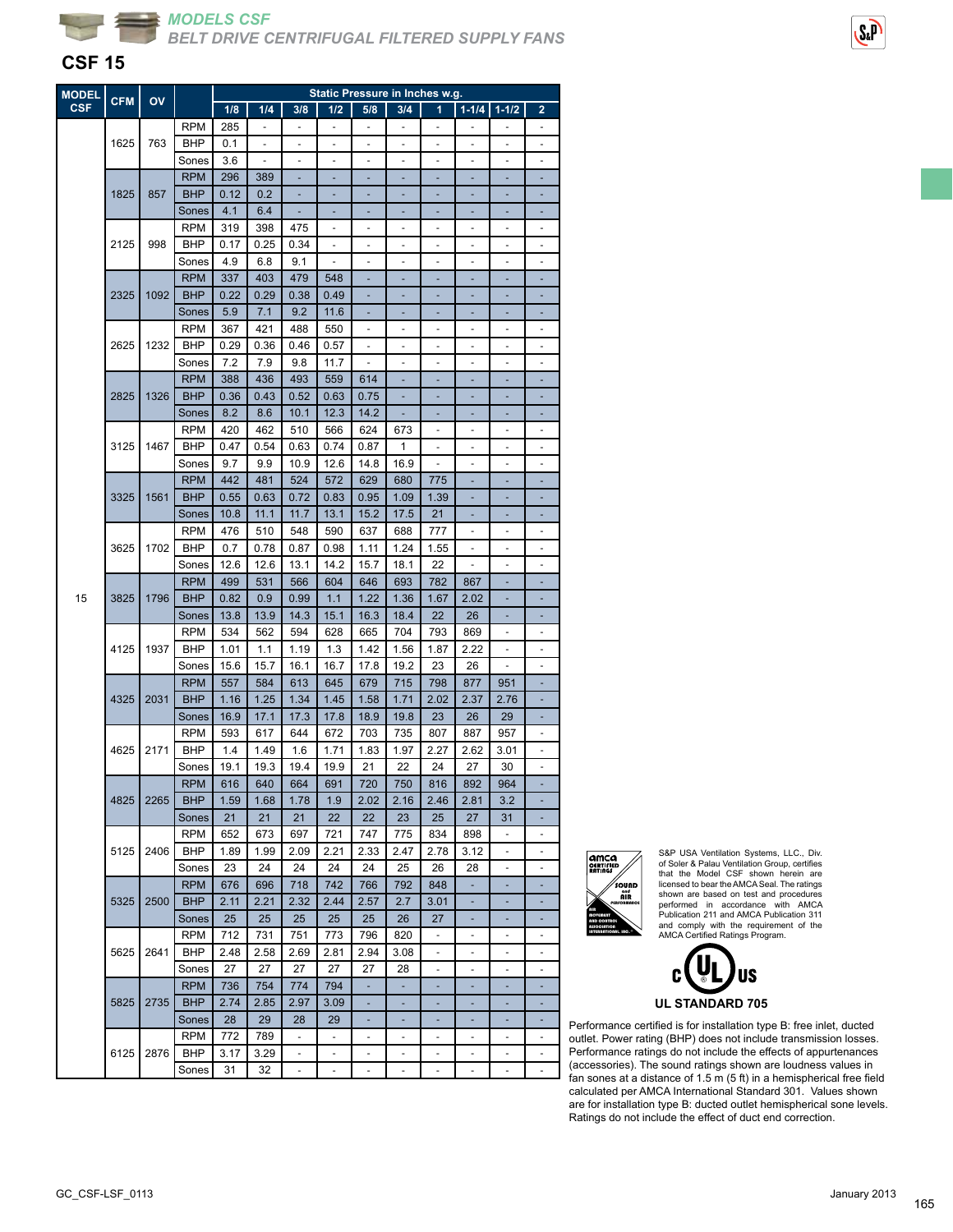## MODELS CSF

## BELT DRIVE CENTRIFUGAL FILTERED SUPPLY FANS

# CSF 15

| MODEL CSF | CFM | OV | | Static Pressure in Inches w.g. | | | | | | | | | |
|---|---|---|---|---|---|---|---|---|---|---|---|---|---|
| | | | | 1/8 | 1/4 | 3/8 | 1/2 | 5/8 | 3/4 | 1 | 1-1/4 | 1-1/2 | 2 |
| 15 | 1625 | 763 | RPM | 285 | - | - | - | - | - | - | - | - | - |
| | | | BHP | 0.1 | - | - | - | - | - | - | - | - | - |
| | | | Sones | 3.6 | - | - | - | - | - | - | - | - | - |
| | 1825 | 857 | RPM | 296 | 389 | - | - | - | - | - | - | - | - |
| | | | BHP | 0.12 | 0.2 | - | - | - | - | - | - | - | - |
| | | | Sones | 4.1 | 6.4 | - | - | - | - | - | - | - | - |
| | 2125 | 998 | RPM | 319 | 398 | 475 | - | - | - | - | - | - | - |
| | | | BHP | 0.17 | 0.25 | 0.34 | - | - | - | - | - | - | - |
| | | | Sones | 4.9 | 6.8 | 9.1 | - | - | - | - | - | - | - |
| | 2325 | 1092 | RPM | 337 | 403 | 479 | 548 | - | - | - | - | - | - |
| | | | BHP | 0.22 | 0.29 | 0.38 | 0.49 | - | - | - | - | - | - |
| | | | Sones | 5.9 | 7.1 | 9.2 | 11.6 | - | - | - | - | - | - |
| | 2625 | 1232 | RPM | 367 | 421 | 488 | 550 | - | - | - | - | - | - |
| | | | BHP | 0.29 | 0.36 | 0.46 | 0.57 | - | - | - | - | - | - |
| | | | Sones | 7.2 | 7.9 | 9.8 | 11.7 | - | - | - | - | - | - |
| | 2825 | 1326 | RPM | 388 | 436 | 493 | 559 | 614 | - | - | - | - | - |
| | | | BHP | 0.36 | 0.43 | 0.52 | 0.63 | 0.75 | - | - | - | - | - |
| | | | Sones | 8.2 | 8.6 | 10.1 | 12.3 | 14.2 | - | - | - | - | - |
| | 3125 | 1467 | RPM | 420 | 462 | 510 | 566 | 624 | 673 | - | - | - | - |
| | | | BHP | 0.47 | 0.54 | 0.63 | 0.74 | 0.87 | 1 | - | - | - | - |
| | | | Sones | 9.7 | 9.9 | 10.9 | 12.6 | 14.8 | 16.9 | - | - | - | - |
| | 3325 | 1561 | RPM | 442 | 481 | 524 | 572 | 629 | 680 | 775 | - | - | - |
| | | | BHP | 0.55 | 0.63 | 0.72 | 0.83 | 0.95 | 1.09 | 1.39 | - | - | - |
| | | | Sones | 10.8 | 11.1 | 11.7 | 13.1 | 15.2 | 17.5 | 21 | - | - | - |
| | 3625 | 1702 | RPM | 476 | 510 | 548 | 590 | 637 | 688 | 777 | - | - | - |
| | | | BHP | 0.7 | 0.78 | 0.87 | 0.98 | 1.11 | 1.24 | 1.55 | - | - | - |
| | | | Sones | 12.6 | 12.6 | 13.1 | 14.2 | 15.7 | 18.1 | 22 | - | - | - |
| | 3825 | 1796 | RPM | 499 | 531 | 566 | 604 | 646 | 693 | 782 | 867 | - | - |
| | | | BHP | 0.82 | 0.9 | 0.99 | 1.1 | 1.22 | 1.36 | 1.67 | 2.02 | - | - |
| | | | Sones | 13.8 | 13.9 | 14.3 | 15.1 | 16.3 | 18.4 | 22 | 26 | - | - |
| | 4125 | 1937 | RPM | 534 | 562 | 594 | 628 | 665 | 704 | 793 | 869 | - | - |
| | | | BHP | 1.01 | 1.1 | 1.19 | 1.3 | 1.42 | 1.56 | 1.87 | 2.22 | - | - |
| | | | Sones | 15.6 | 15.7 | 16.1 | 16.7 | 17.8 | 19.2 | 23 | 26 | - | - |
| | 4325 | 2031 | RPM | 557 | 584 | 613 | 645 | 679 | 715 | 798 | 877 | 951 | - |
| | | | BHP | 1.16 | 1.25 | 1.34 | 1.45 | 1.58 | 1.71 | 2.02 | 2.37 | 2.76 | - |
| | | | Sones | 16.9 | 17.1 | 17.3 | 17.8 | 18.9 | 19.8 | 23 | 26 | 29 | - |
| | 4625 | 2171 | RPM | 593 | 617 | 644 | 672 | 703 | 735 | 807 | 887 | 957 | - |
| | | | BHP | 1.4 | 1.49 | 1.6 | 1.71 | 1.83 | 1.97 | 2.27 | 2.62 | 3.01 | - |
| | | | Sones | 19.1 | 19.3 | 19.4 | 19.9 | 21 | 22 | 24 | 27 | 30 | - |
| | 4825 | 2265 | RPM | 616 | 640 | 664 | 691 | 720 | 750 | 816 | 892 | 964 | - |
| | | | BHP | 1.59 | 1.68 | 1.78 | 1.9 | 2.02 | 2.16 | 2.46 | 2.81 | 3.2 | - |
| | | | Sones | 21 | 21 | 21 | 22 | 22 | 23 | 25 | 27 | 31 | - |
| | 5125 | 2406 | RPM | 652 | 673 | 697 | 721 | 747 | 775 | 834 | 898 | - | - |
| | | | BHP | 1.89 | 1.99 | 2.09 | 2.21 | 2.33 | 2.47 | 2.78 | 3.12 | - | - |
| | | | Sones | 23 | 24 | 24 | 24 | 24 | 25 | 26 | 28 | - | - |
| | 5325 | 2500 | RPM | 676 | 696 | 718 | 742 | 766 | 792 | 848 | - | - | - |
| | | | BHP | 2.11 | 2.21 | 2.32 | 2.44 | 2.57 | 2.7 | 3.01 | - | - | - |
| | | | Sones | 25 | 25 | 25 | 25 | 25 | 26 | 27 | - | - | - |
| | 5625 | 2641 | RPM | 712 | 731 | 751 | 773 | 796 | 820 | - | - | - | - |
| | | | BHP | 2.48 | 2.58 | 2.69 | 2.81 | 2.94 | 3.08 | - | - | - | - |
| | | | Sones | 27 | 27 | 27 | 27 | 27 | 28 | - | - | - | - |
| | 5825 | 2735 | RPM | 736 | 754 | 774 | 794 | - | - | - | - | - | - |
| | | | BHP | 2.74 | 2.85 | 2.97 | 3.09 | - | - | - | - | - | - |
| | | | Sones | 28 | 29 | 28 | 29 | - | - | - | - | - | - |
| | 6125 | 2876 | RPM | 772 | 789 | - | - | - | - | - | - | - | - |
| | | | BHP | 3.17 | 3.29 | - | - | - | - | - | - | - | - |
| | | | Sones | 31 | 32 | - | - | - | - | - | - | - | - |

S&P USA Ventilation Systems, LLC., Div. of Soler & Palau Ventilation Group, certifies that the Model CSF shown herein are licensed to bear the AMCA Seal. The ratings shown are based on test and procedures performed in accordance with AMCA Publication 211 and AMCA Publication 311 and comply with the requirement of the AMCA Certified Ratings Program.

UL STANDARD 705

Performance certified is for installation type B: free inlet, ducted outlet. Power rating (BHP) does not include transmission losses. Performance ratings do not include the effects of appurtenances (accessories). The sound ratings shown are loudness values in fan sones at a distance of 1.5 m (5 ft) in a hemispherical free field calculated per AMCA International Standard 301. Values shown are for installation type B: ducted outlet hemispherical sone levels. Ratings do not include the effect of duct end correction.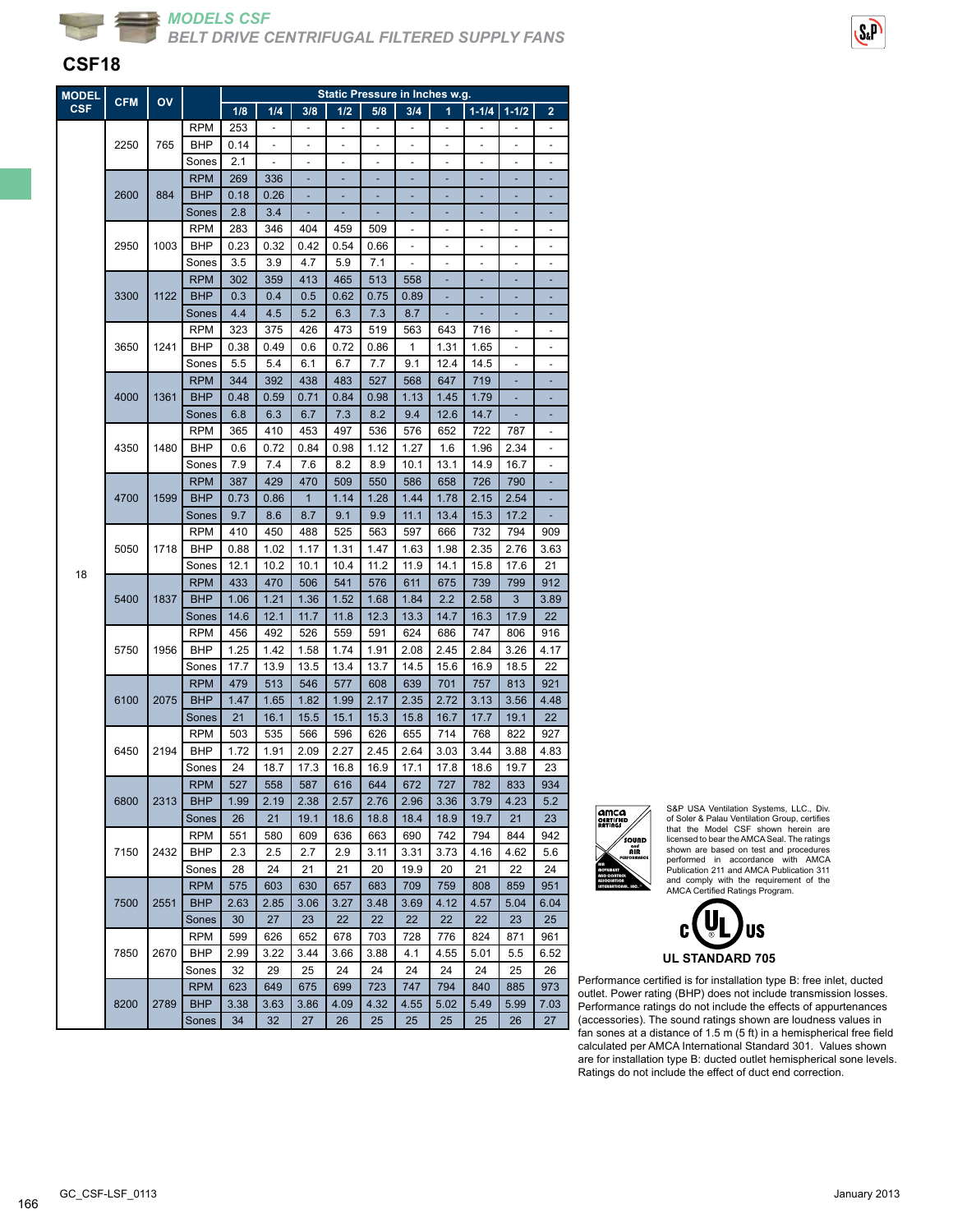## MODELS CSF
## BELT DRIVE CENTRIFUGAL FILTERED SUPPLY FANS

# CSF18

| MODEL CSF | CFM | OV | | Static Pressure in Inches w.g. | | | | | | | | | |
|---|---|---|---|---|---|---|---|---|---|---|---|---|---|
| | | | | 1/8 | 1/4 | 3/8 | 1/2 | 5/8 | 3/4 | 1 | 1-1/4 | 1-1/2 | 2 |
| 18 | 2250 | 765 | RPM | 253 | - | - | - | - | - | - | - | - | - |
| | | | BHP | 0.14 | - | - | - | - | - | - | - | - | - |
| | | | Sones | 2.1 | - | - | - | - | - | - | - | - | - |
| | 2600 | 884 | RPM | 269 | 336 | - | - | - | - | - | - | - | - |
| | | | BHP | 0.18 | 0.26 | - | - | - | - | - | - | - | - |
| | | | Sones | 2.8 | 3.4 | - | - | - | - | - | - | - | - |
| | 2950 | 1003 | RPM | 283 | 346 | 404 | 459 | 509 | - | - | - | - | - |
| | | | BHP | 0.23 | 0.32 | 0.42 | 0.54 | 0.66 | - | - | - | - | - |
| | | | Sones | 3.5 | 3.9 | 4.7 | 5.9 | 7.1 | - | - | - | - | - |
| | 3300 | 1122 | RPM | 302 | 359 | 413 | 465 | 513 | 558 | - | - | - | - |
| | | | BHP | 0.3 | 0.4 | 0.5 | 0.62 | 0.75 | 0.89 | - | - | - | - |
| | | | Sones | 4.4 | 4.5 | 5.2 | 6.3 | 7.3 | 8.7 | - | - | - | - |
| | 3650 | 1241 | RPM | 323 | 375 | 426 | 473 | 519 | 563 | 643 | 716 | - | - |
| | | | BHP | 0.38 | 0.49 | 0.6 | 0.72 | 0.86 | 1 | 1.31 | 1.65 | - | - |
| | | | Sones | 5.5 | 5.4 | 6.1 | 6.7 | 7.7 | 9.1 | 12.4 | 14.5 | - | - |
| | 4000 | 1361 | RPM | 344 | 392 | 438 | 483 | 527 | 568 | 647 | 719 | - | - |
| | | | BHP | 0.48 | 0.59 | 0.71 | 0.84 | 0.98 | 1.13 | 1.45 | 1.79 | - | - |
| | | | Sones | 6.8 | 6.3 | 6.7 | 7.3 | 8.2 | 9.4 | 12.6 | 14.7 | - | - |
| | 4350 | 1480 | RPM | 365 | 410 | 453 | 497 | 536 | 576 | 652 | 722 | 787 | - |
| | | | BHP | 0.6 | 0.72 | 0.84 | 0.98 | 1.12 | 1.27 | 1.6 | 1.96 | 2.34 | - |
| | | | Sones | 7.9 | 7.4 | 7.6 | 8.2 | 8.9 | 10.1 | 13.1 | 14.9 | 16.7 | - |
| | 4700 | 1599 | RPM | 387 | 429 | 470 | 509 | 550 | 586 | 658 | 726 | 790 | - |
| | | | BHP | 0.73 | 0.86 | 1 | 1.14 | 1.28 | 1.44 | 1.78 | 2.15 | 2.54 | - |
| | | | Sones | 9.7 | 8.6 | 8.7 | 9.1 | 9.9 | 11.1 | 13.4 | 15.3 | 17.2 | - |
| | 5050 | 1718 | RPM | 410 | 450 | 488 | 525 | 563 | 597 | 666 | 732 | 794 | 909 |
| | | | BHP | 0.88 | 1.02 | 1.17 | 1.31 | 1.47 | 1.63 | 1.98 | 2.35 | 2.76 | 3.63 |
| | | | Sones | 12.1 | 10.2 | 10.1 | 10.4 | 11.2 | 11.9 | 14.1 | 15.8 | 17.6 | 21 |
| | 5400 | 1837 | RPM | 433 | 470 | 506 | 541 | 576 | 611 | 675 | 739 | 799 | 912 |
| | | | BHP | 1.06 | 1.21 | 1.36 | 1.52 | 1.68 | 1.84 | 2.2 | 2.58 | 3 | 3.89 |
| | | | Sones | 14.6 | 12.1 | 11.7 | 11.8 | 12.3 | 13.3 | 14.7 | 16.3 | 17.9 | 22 |
| | 5750 | 1956 | RPM | 456 | 492 | 526 | 559 | 591 | 624 | 686 | 747 | 806 | 916 |
| | | | BHP | 1.25 | 1.42 | 1.58 | 1.74 | 1.91 | 2.08 | 2.45 | 2.84 | 3.26 | 4.17 |
| | | | Sones | 17.7 | 13.9 | 13.5 | 13.4 | 13.7 | 14.5 | 15.6 | 16.9 | 18.5 | 22 |
| | 6100 | 2075 | RPM | 479 | 513 | 546 | 577 | 608 | 639 | 701 | 757 | 813 | 921 |
| | | | BHP | 1.47 | 1.65 | 1.82 | 1.99 | 2.17 | 2.35 | 2.72 | 3.13 | 3.56 | 4.48 |
| | | | Sones | 21 | 16.1 | 15.5 | 15.1 | 15.3 | 15.8 | 16.7 | 17.7 | 19.1 | 22 |
| | 6450 | 2194 | RPM | 503 | 535 | 566 | 596 | 626 | 655 | 714 | 768 | 822 | 927 |
| | | | BHP | 1.72 | 1.91 | 2.09 | 2.27 | 2.45 | 2.64 | 3.03 | 3.44 | 3.88 | 4.83 |
| | | | Sones | 24 | 18.7 | 17.3 | 16.8 | 16.9 | 17.1 | 17.8 | 18.6 | 19.7 | 23 |
| | 6800 | 2313 | RPM | 527 | 558 | 587 | 616 | 644 | 672 | 727 | 782 | 833 | 934 |
| | | | BHP | 1.99 | 2.19 | 2.38 | 2.57 | 2.76 | 2.96 | 3.36 | 3.79 | 4.23 | 5.2 |
| | | | Sones | 26 | 21 | 19.1 | 18.6 | 18.8 | 18.4 | 18.9 | 19.7 | 21 | 23 |
| | 7150 | 2432 | RPM | 551 | 580 | 609 | 636 | 663 | 690 | 742 | 794 | 844 | 942 |
| | | | BHP | 2.3 | 2.5 | 2.7 | 2.9 | 3.11 | 3.31 | 3.73 | 4.16 | 4.62 | 5.6 |
| | | | Sones | 28 | 24 | 21 | 21 | 20 | 19.9 | 20 | 21 | 22 | 24 |
| | 7500 | 2551 | RPM | 575 | 603 | 630 | 657 | 683 | 709 | 759 | 808 | 859 | 951 |
| | | | BHP | 2.63 | 2.85 | 3.06 | 3.27 | 3.48 | 3.69 | 4.12 | 4.57 | 5.04 | 6.04 |
| | | | Sones | 30 | 27 | 23 | 22 | 22 | 22 | 22 | 22 | 23 | 25 |
| | 7850 | 2670 | RPM | 599 | 626 | 652 | 678 | 703 | 728 | 776 | 824 | 871 | 961 |
| | | | BHP | 2.99 | 3.22 | 3.44 | 3.66 | 3.88 | 4.1 | 4.55 | 5.01 | 5.5 | 6.52 |
| | | | Sones | 32 | 29 | 25 | 24 | 24 | 24 | 24 | 24 | 25 | 26 |
| | 8200 | 2789 | RPM | 623 | 649 | 675 | 699 | 723 | 747 | 794 | 840 | 885 | 973 |
| | | | BHP | 3.38 | 3.63 | 3.86 | 4.09 | 4.32 | 4.55 | 5.02 | 5.49 | 5.99 | 7.03 |
| | | | Sones | 34 | 32 | 27 | 26 | 25 | 25 | 25 | 25 | 26 | 27 |

S&P USA Ventilation Systems, LLC., Div. of Soler & Palau Ventilation Group, certifies that the Model CSF shown herein are licensed to bear the AMCA Seal. The ratings shown are based on test and procedures performed in accordance with AMCA Publication 211 and AMCA Publication 311 and comply with the requirement of the AMCA Certified Ratings Program.

UL STANDARD 705

Performance certified is for installation type B: free inlet, ducted outlet. Power rating (BHP) does not include transmission losses. Performance ratings do not include the effects of appurtenances (accessories). The sound ratings shown are loudness values in fan sones at a distance of 1.5 m (5 ft) in a hemispherical free field calculated per AMCA International Standard 301. Values shown are for installation type B: ducted outlet hemispherical sone levels. Ratings do not include the effect of duct end correction.

GC_CSF-LSF_0113

January 2013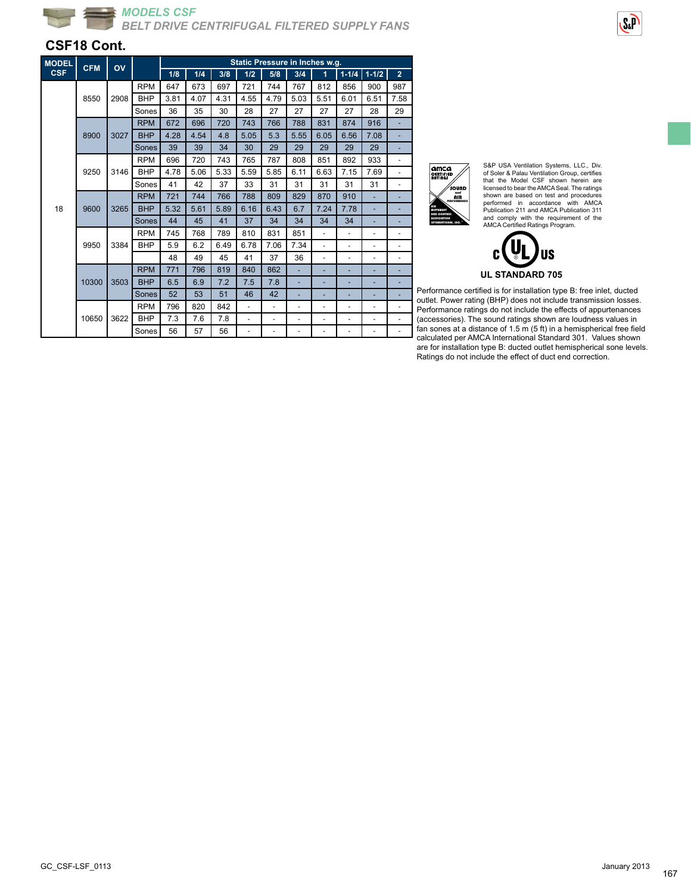## MODELS CSF
## BELT DRIVE CENTRIFUGAL FILTERED SUPPLY FANS

### CSF18 Cont.

| MODEL CSF | CFM | OV | | Static Pressure in Inches w.g. | | | | | | | | | |
|---|---|---|---|---|---|---|---|---|---|---|---|---|---|
| | | | | 1/8 | 1/4 | 3/8 | 1/2 | 5/8 | 3/4 | 1 | 1-1/4 | 1-1/2 | 2 |
| 18 | 8550 | 2908 | RPM | 647 | 673 | 697 | 721 | 744 | 767 | 812 | 856 | 900 | 987 |
| | | | BHP | 3.81 | 4.07 | 4.31 | 4.55 | 4.79 | 5.03 | 5.51 | 6.01 | 6.51 | 7.58 |
| | | | Sones | 36 | 35 | 30 | 28 | 27 | 27 | 27 | 27 | 28 | 29 |
| | 8900 | 3027 | RPM | 672 | 696 | 720 | 743 | 766 | 788 | 831 | 874 | 916 | - |
| | | | BHP | 4.28 | 4.54 | 4.8 | 5.05 | 5.3 | 5.55 | 6.05 | 6.56 | 7.08 | - |
| | | | Sones | 39 | 39 | 34 | 30 | 29 | 29 | 29 | 29 | 29 | - |
| | 9250 | 3146 | RPM | 696 | 720 | 743 | 765 | 787 | 808 | 851 | 892 | 933 | - |
| | | | BHP | 4.78 | 5.06 | 5.33 | 5.59 | 5.85 | 6.11 | 6.63 | 7.15 | 7.69 | - |
| | | | Sones | 41 | 42 | 37 | 33 | 31 | 31 | 31 | 31 | 31 | - |
| | 9600 | 3265 | RPM | 721 | 744 | 766 | 788 | 809 | 829 | 870 | 910 | - | - |
| | | | BHP | 5.32 | 5.61 | 5.89 | 6.16 | 6.43 | 6.7 | 7.24 | 7.78 | - | - |
| | | | Sones | 44 | 45 | 41 | 37 | 34 | 34 | 34 | 34 | - | - |
| | 9950 | 3384 | RPM | 745 | 768 | 789 | 810 | 831 | 851 | - | - | - | - |
| | | | BHP | 5.9 | 6.2 | 6.49 | 6.78 | 7.06 | 7.34 | - | - | - | - |
| | | | | 48 | 49 | 45 | 41 | 37 | 36 | - | - | - | - |
| | 10300 | 3503 | RPM | 771 | 796 | 819 | 840 | 862 | - | - | - | - | - |
| | | | BHP | 6.5 | 6.9 | 7.2 | 7.5 | 7.8 | - | - | - | - | - |
| | | | Sones | 52 | 53 | 51 | 46 | 42 | - | - | - | - | - |
| | 10650 | 3622 | RPM | 796 | 820 | 842 | - | - | - | - | - | - | - |
| | | | BHP | 7.3 | 7.6 | 7.8 | - | - | - | - | - | - | - |
| | | | Sones | 56 | 57 | 56 | - | - | - | - | - | - | - |

S&P USA Ventilation Systems, LLC., Div. of Soler & Palau Ventilation Group, certifies that the Model CSF shown herein are licensed to bear the AMCA Seal. The ratings shown are based on test and procedures performed in accordance with AMCA Publication 211 and AMCA Publication 311 and comply with the requirement of the AMCA Certified Ratings Program.

**UL STANDARD 705**

Performance certified is for installation type B: free inlet, ducted outlet. Power rating (BHP) does not include transmission losses. Performance ratings do not include the effects of appurtenances (accessories). The sound ratings shown are loudness values in fan sones at a distance of 1.5 m (5 ft) in a hemispherical free field calculated per AMCA International Standard 301. Values shown are for installation type B: ducted outlet hemispherical sone levels. Ratings do not include the effect of duct end correction.

GC_CSF-LSF_0113 January 2013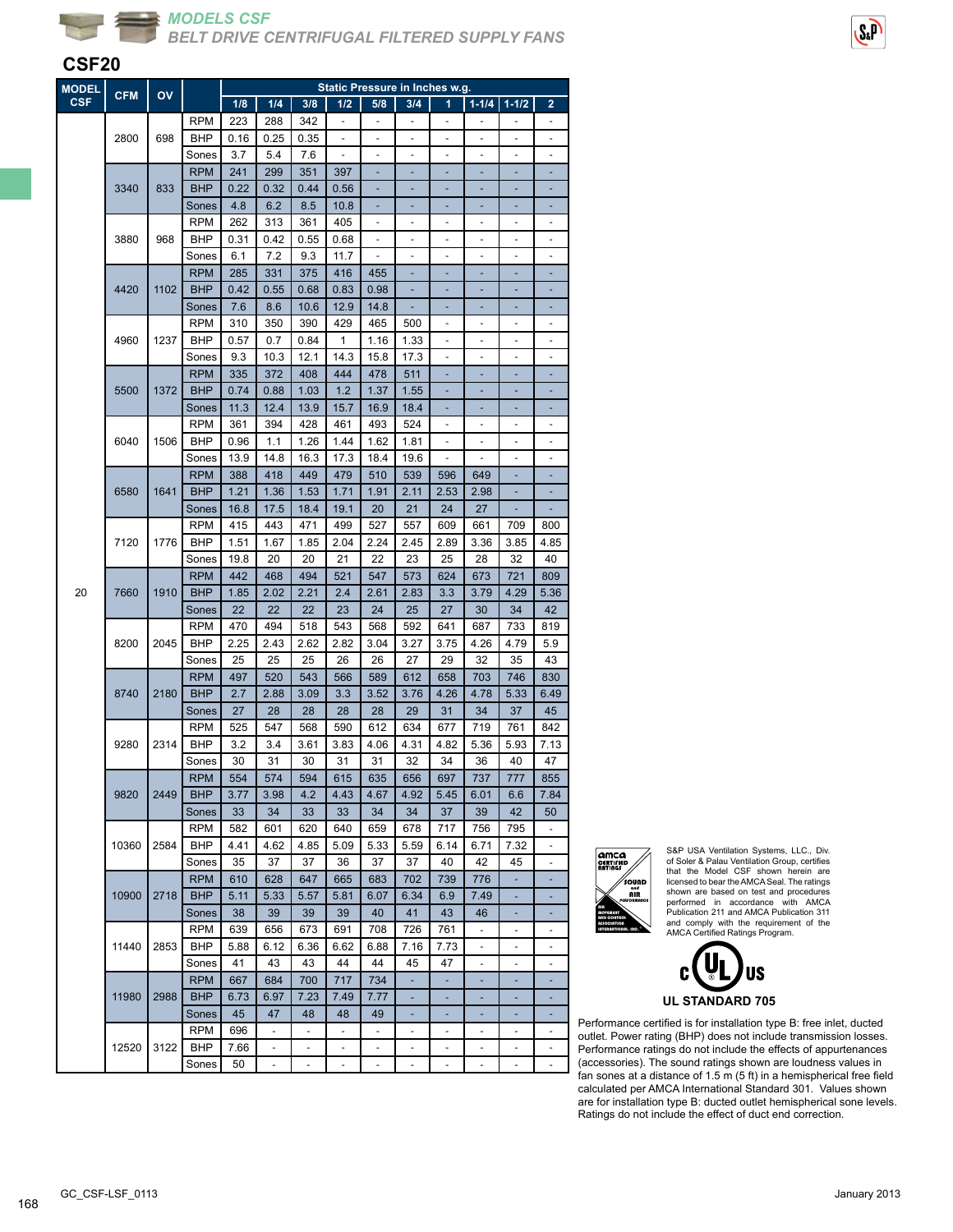# MODELS CSF

## BELT DRIVE CENTRIFUGAL FILTERED SUPPLY FANS

### CSF20

| MODEL CSF | CFM | OV | | Static Pressure in Inches w.g. | | | | | | | | | |
|---|---|---|---|---|---|---|---|---|---|---|---|---|---|
| | | | | 1/8 | 1/4 | 3/8 | 1/2 | 5/8 | 3/4 | 1 | 1-1/4 | 1-1/2 | 2 |
| 20 | 2800 | 698 | RPM | 223 | 288 | 342 | - | - | - | - | - | - | - |
| | | | BHP | 0.16 | 0.25 | 0.35 | - | - | - | - | - | - | - |
| | | | Sones | 3.7 | 5.4 | 7.6 | - | - | - | - | - | - | - |
| | 3340 | 833 | RPM | 241 | 299 | 351 | 397 | - | - | - | - | - | - |
| | | | BHP | 0.22 | 0.32 | 0.44 | 0.56 | - | - | - | - | - | - |
| | | | Sones | 4.8 | 6.2 | 8.5 | 10.8 | - | - | - | - | - | - |
| | 3880 | 968 | RPM | 262 | 313 | 361 | 405 | - | - | - | - | - | - |
| | | | BHP | 0.31 | 0.42 | 0.55 | 0.68 | - | - | - | - | - | - |
| | | | Sones | 6.1 | 7.2 | 9.3 | 11.7 | - | - | - | - | - | - |
| | 4420 | 1102 | RPM | 285 | 331 | 375 | 416 | 455 | - | - | - | - | - |
| | | | BHP | 0.42 | 0.55 | 0.68 | 0.83 | 0.98 | - | - | - | - | - |
| | | | Sones | 7.6 | 8.6 | 10.6 | 12.9 | 14.8 | - | - | - | - | - |
| | 4960 | 1237 | RPM | 310 | 350 | 390 | 429 | 465 | 500 | - | - | - | - |
| | | | BHP | 0.57 | 0.7 | 0.84 | 1 | 1.16 | 1.33 | - | - | - | - |
| | | | Sones | 9.3 | 10.3 | 12.1 | 14.3 | 15.8 | 17.3 | - | - | - | - |
| | 5500 | 1372 | RPM | 335 | 372 | 408 | 444 | 478 | 511 | - | - | - | - |
| | | | BHP | 0.74 | 0.88 | 1.03 | 1.2 | 1.37 | 1.55 | - | - | - | - |
| | | | Sones | 11.3 | 12.4 | 13.9 | 15.7 | 16.9 | 18.4 | - | - | - | - |
| | 6040 | 1506 | RPM | 361 | 394 | 428 | 461 | 493 | 524 | - | - | - | - |
| | | | BHP | 0.96 | 1.1 | 1.26 | 1.44 | 1.62 | 1.81 | - | - | - | - |
| | | | Sones | 13.9 | 14.8 | 16.3 | 17.3 | 18.4 | 19.6 | - | - | - | - |
| | 6580 | 1641 | RPM | 388 | 418 | 449 | 479 | 510 | 539 | 596 | 649 | - | - |
| | | | BHP | 1.21 | 1.36 | 1.53 | 1.71 | 1.91 | 2.11 | 2.53 | 2.98 | - | - |
| | | | Sones | 16.8 | 17.5 | 18.4 | 19.1 | 20 | 21 | 24 | 27 | - | - |
| | 7120 | 1776 | RPM | 415 | 443 | 471 | 499 | 527 | 557 | 609 | 661 | 709 | 800 |
| | | | BHP | 1.51 | 1.67 | 1.85 | 2.04 | 2.24 | 2.45 | 2.89 | 3.36 | 3.85 | 4.85 |
| | | | Sones | 19.8 | 20 | 20 | 21 | 22 | 23 | 25 | 28 | 32 | 40 |
| | 7660 | 1910 | RPM | 442 | 468 | 494 | 521 | 547 | 573 | 624 | 673 | 721 | 809 |
| | | | BHP | 1.85 | 2.02 | 2.21 | 2.4 | 2.61 | 2.83 | 3.3 | 3.79 | 4.29 | 5.36 |
| | | | Sones | 22 | 22 | 22 | 23 | 24 | 25 | 27 | 30 | 34 | 42 |
| | 8200 | 2045 | RPM | 470 | 494 | 518 | 543 | 568 | 592 | 641 | 687 | 733 | 819 |
| | | | BHP | 2.25 | 2.43 | 2.62 | 2.82 | 3.04 | 3.27 | 3.75 | 4.26 | 4.79 | 5.9 |
| | | | Sones | 25 | 25 | 25 | 26 | 26 | 27 | 29 | 32 | 35 | 43 |
| | 8740 | 2180 | RPM | 497 | 520 | 543 | 566 | 589 | 612 | 658 | 703 | 746 | 830 |
| | | | BHP | 2.7 | 2.88 | 3.09 | 3.3 | 3.52 | 3.76 | 4.26 | 4.78 | 5.33 | 6.49 |
| | | | Sones | 27 | 28 | 28 | 28 | 28 | 29 | 31 | 34 | 37 | 45 |
| | 9280 | 2314 | RPM | 525 | 547 | 568 | 590 | 612 | 634 | 677 | 719 | 761 | 842 |
| | | | BHP | 3.2 | 3.4 | 3.61 | 3.83 | 4.06 | 4.31 | 4.82 | 5.36 | 5.93 | 7.13 |
| | | | Sones | 30 | 31 | 30 | 31 | 31 | 32 | 34 | 36 | 40 | 47 |
| | 9820 | 2449 | RPM | 554 | 574 | 594 | 615 | 635 | 656 | 697 | 737 | 777 | 855 |
| | | | BHP | 3.77 | 3.98 | 4.2 | 4.43 | 4.67 | 4.92 | 5.45 | 6.01 | 6.6 | 7.84 |
| | | | Sones | 33 | 34 | 33 | 33 | 34 | 34 | 37 | 39 | 42 | 50 |
| | 10360 | 2584 | RPM | 582 | 601 | 620 | 640 | 659 | 678 | 717 | 756 | 795 | - |
| | | | BHP | 4.41 | 4.62 | 4.85 | 5.09 | 5.33 | 5.59 | 6.14 | 6.71 | 7.32 | - |
| | | | Sones | 35 | 37 | 37 | 36 | 37 | 37 | 40 | 42 | 45 | - |
| | 10900 | 2718 | RPM | 610 | 628 | 647 | 665 | 683 | 702 | 739 | 776 | - | - |
| | | | BHP | 5.11 | 5.33 | 5.57 | 5.81 | 6.07 | 6.34 | 6.9 | 7.49 | - | - |
| | | | Sones | 38 | 39 | 39 | 39 | 40 | 41 | 43 | 46 | - | - |
| | 11440 | 2853 | RPM | 639 | 656 | 673 | 691 | 708 | 726 | 761 | - | - | - |
| | | | BHP | 5.88 | 6.12 | 6.36 | 6.62 | 6.88 | 7.16 | 7.73 | - | - | - |
| | | | Sones | 41 | 43 | 43 | 44 | 44 | 45 | 47 | - | - | - |
| | 11980 | 2988 | RPM | 667 | 684 | 700 | 717 | 734 | - | - | - | - | - |
| | | | BHP | 6.73 | 6.97 | 7.23 | 7.49 | 7.77 | - | - | - | - | - |
| | | | Sones | 45 | 47 | 48 | 48 | 49 | - | - | - | - | - |
| | 12520 | 3122 | RPM | 696 | - | - | - | - | - | - | - | - | - |
| | | | BHP | 7.66 | - | - | - | - | - | - | - | - | - |
| | | | Sones | 50 | - | - | - | - | - | - | - | - | - |

S&P USA Ventilation Systems, LLC., Div. of Soler & Palau Ventilation Group, certifies that the Model CSF shown herein are licensed to bear the AMCA Seal. The ratings shown are based on test and procedures performed in accordance with AMCA Publication 211 and AMCA Publication 311 and comply with the requirement of the AMCA Certified Ratings Program.

**UL STANDARD 705**

Performance certified is for installation type B: free inlet, ducted outlet. Power rating (BHP) does not include transmission losses. Performance ratings do not include the effects of appurtenances (accessories). The sound ratings shown are loudness values in fan sones at a distance of 1.5 m (5 ft) in a hemispherical free field calculated per AMCA International Standard 301. Values shown are for installation type B: ducted outlet hemispherical sone levels. Ratings do not include the effect of duct end correction.

GC_CSF-LSF_0113

January 2013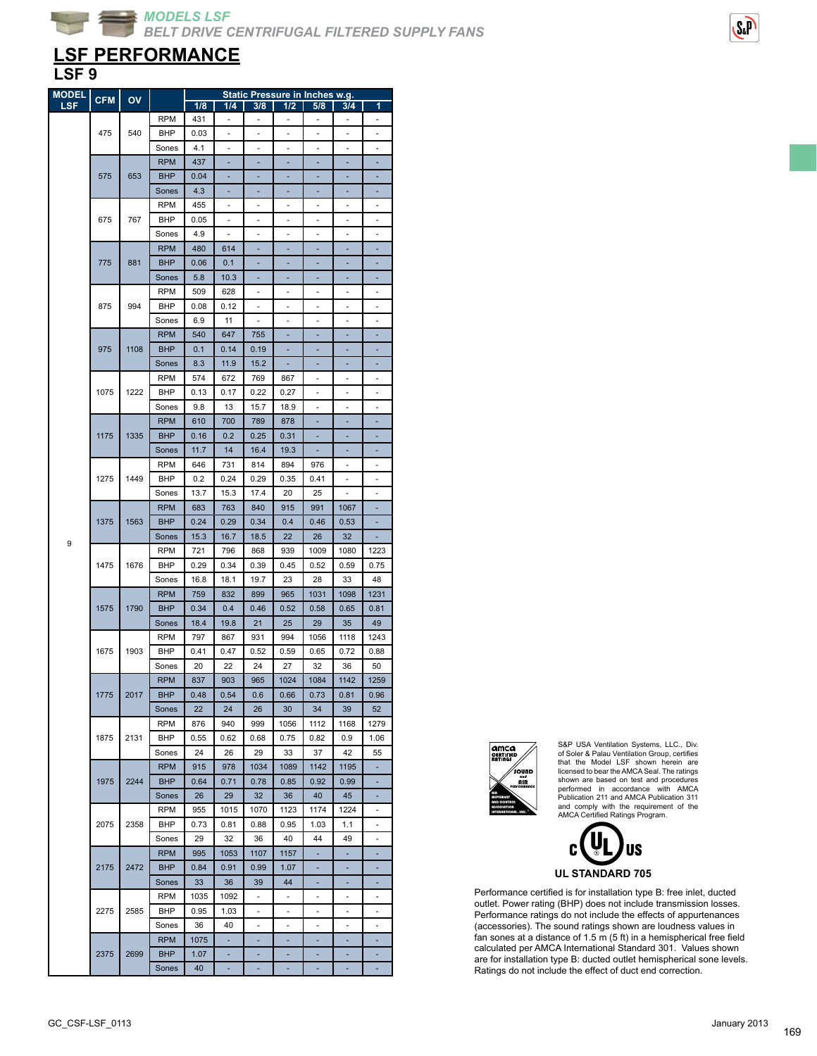## MODELS LSF
### BELT DRIVE CENTRIFUGAL FILTERED SUPPLY FANS

# LSF PERFORMANCE

## LSF 9

| MODEL LSF | CFM | OV | | Static Pressure in Inches w.g. 1/8 | 1/4 | 3/8 | 1/2 | 5/8 | 3/4 | 1 |
|---|---|---|---|---|---|---|---|---|---|---|
| 9 | 475 | 540 | RPM | 431 | - | - | - | - | - | - |
| | | | BHP | 0.03 | - | - | - | - | - | - |
| | | | Sones | 4.1 | - | - | - | - | - | - |
| | 575 | 653 | RPM | 437 | - | - | - | - | - | - |
| | | | BHP | 0.04 | - | - | - | - | - | - |
| | | | Sones | 4.3 | - | - | - | - | - | - |
| | 675 | 767 | RPM | 455 | - | - | - | - | - | - |
| | | | BHP | 0.05 | - | - | - | - | - | - |
| | | | Sones | 4.9 | - | - | - | - | - | - |
| | 775 | 881 | RPM | 480 | 614 | - | - | - | - | - |
| | | | BHP | 0.06 | 0.1 | - | - | - | - | - |
| | | | Sones | 5.8 | 10.3 | - | - | - | - | - |
| | 875 | 994 | RPM | 509 | 628 | - | - | - | - | - |
| | | | BHP | 0.08 | 0.12 | - | - | - | - | - |
| | | | Sones | 6.9 | 11 | - | - | - | - | - |
| | 975 | 1108 | RPM | 540 | 647 | 755 | - | - | - | - |
| | | | BHP | 0.1 | 0.14 | 0.19 | - | - | - | - |
| | | | Sones | 8.3 | 11.9 | 15.2 | - | - | - | - |
| | 1075 | 1222 | RPM | 574 | 672 | 769 | 867 | - | - | - |
| | | | BHP | 0.13 | 0.17 | 0.22 | 0.27 | - | - | - |
| | | | Sones | 9.8 | 13 | 15.7 | 18.9 | - | - | - |
| | 1175 | 1335 | RPM | 610 | 700 | 789 | 878 | - | - | - |
| | | | BHP | 0.16 | 0.2 | 0.25 | 0.31 | - | - | - |
| | | | Sones | 11.7 | 14 | 16.4 | 19.3 | - | - | - |
| | 1275 | 1449 | RPM | 646 | 731 | 814 | 894 | 976 | - | - |
| | | | BHP | 0.2 | 0.24 | 0.29 | 0.35 | 0.41 | - | - |
| | | | Sones | 13.7 | 15.3 | 17.4 | 20 | 25 | - | - |
| | 1375 | 1563 | RPM | 683 | 763 | 840 | 915 | 991 | 1067 | - |
| | | | BHP | 0.24 | 0.29 | 0.34 | 0.4 | 0.46 | 0.53 | - |
| | | | Sones | 15.3 | 16.7 | 18.5 | 22 | 26 | 32 | - |
| | 1475 | 1676 | RPM | 721 | 796 | 868 | 939 | 1009 | 1080 | 1223 |
| | | | BHP | 0.29 | 0.34 | 0.39 | 0.45 | 0.52 | 0.59 | 0.75 |
| | | | Sones | 16.8 | 18.1 | 19.7 | 23 | 28 | 33 | 48 |
| | 1575 | 1790 | RPM | 759 | 832 | 899 | 965 | 1031 | 1098 | 1231 |
| | | | BHP | 0.34 | 0.4 | 0.46 | 0.52 | 0.58 | 0.65 | 0.81 |
| | | | Sones | 18.4 | 19.8 | 21 | 25 | 29 | 35 | 49 |
| | 1675 | 1903 | RPM | 797 | 867 | 931 | 994 | 1056 | 1118 | 1243 |
| | | | BHP | 0.41 | 0.47 | 0.52 | 0.59 | 0.65 | 0.72 | 0.88 |
| | | | Sones | 20 | 22 | 24 | 27 | 32 | 36 | 50 |
| | 1775 | 2017 | RPM | 837 | 903 | 965 | 1024 | 1084 | 1142 | 1259 |
| | | | BHP | 0.48 | 0.54 | 0.6 | 0.66 | 0.73 | 0.81 | 0.96 |
| | | | Sones | 22 | 24 | 26 | 30 | 34 | 39 | 52 |
| | 1875 | 2131 | RPM | 876 | 940 | 999 | 1056 | 1112 | 1168 | 1279 |
| | | | BHP | 0.55 | 0.62 | 0.68 | 0.75 | 0.82 | 0.9 | 1.06 |
| | | | Sones | 24 | 26 | 29 | 33 | 37 | 42 | 55 |
| | 1975 | 2244 | RPM | 915 | 978 | 1034 | 1089 | 1142 | 1195 | - |
| | | | BHP | 0.64 | 0.71 | 0.78 | 0.85 | 0.92 | 0.99 | - |
| | | | Sones | 26 | 29 | 32 | 36 | 40 | 45 | - |
| | 2075 | 2358 | RPM | 955 | 1015 | 1070 | 1123 | 1174 | 1224 | - |
| | | | BHP | 0.73 | 0.81 | 0.88 | 0.95 | 1.03 | 1.1 | - |
| | | | Sones | 29 | 32 | 36 | 40 | 44 | 49 | - |
| | 2175 | 2472 | RPM | 995 | 1053 | 1107 | 1157 | - | - | - |
| | | | BHP | 0.84 | 0.91 | 0.99 | 1.07 | - | - | - |
| | | | Sones | 33 | 36 | 39 | 44 | - | - | - |
| | 2275 | 2585 | RPM | 1035 | 1092 | - | - | - | - | - |
| | | | BHP | 0.95 | 1.03 | - | - | - | - | - |
| | | | Sones | 36 | 40 | - | - | - | - | - |
| | 2375 | 2699 | RPM | 1075 | - | - | - | - | - | - |
| | | | BHP | 1.07 | - | - | - | - | - | - |
| | | | Sones | 40 | - | - | - | - | - | - |

S&P USA Ventilation Systems, LLC., Div. of Soler & Palau Ventilation Group, certifies that the Model LSF shown herein are licensed to bear the AMCA Seal. The ratings shown are based on test and procedures performed in accordance with AMCA Publication 211 and AMCA Publication 311 and comply with the requirement of the AMCA Certified Ratings Program.

UL STANDARD 705

Performance certified is for installation type B: free inlet, ducted outlet. Power rating (BHP) does not include transmission losses. Performance ratings do not include the effects of appurtenances (accessories). The sound ratings shown are loudness values in fan sones at a distance of 1.5 m (5 ft) in a hemispherical free field calculated per AMCA International Standard 301. Values shown are for installation type B: ducted outlet hemispherical sone levels. Ratings do not include the effect of duct end correction.

GC_CSF-LSF_0113

January 2013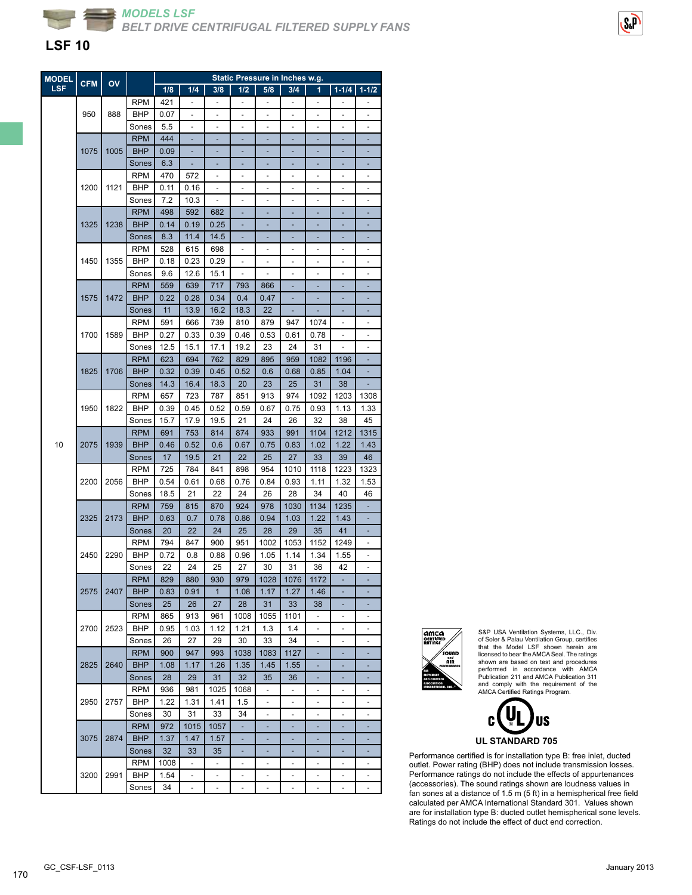## MODELS LSF
## BELT DRIVE CENTRIFUGAL FILTERED SUPPLY FANS

# LSF 10

| MODEL LSF | CFM | OV | | Static Pressure in Inches w.g. | | | | | | | | |
|---|---|---|---|---|---|---|---|---|---|---|---|---|
| | | | | 1/8 | 1/4 | 3/8 | 1/2 | 5/8 | 3/4 | 1 | 1-1/4 | 1-1/2 |
| 10 | 950 | 888 | RPM | 421 | - | - | - | - | - | - | - | - |
| | | | BHP | 0.07 | - | - | - | - | - | - | - | - |
| | | | Sones | 5.5 | - | - | - | - | - | - | - | - |
| | 1075 | 1005 | RPM | 444 | - | - | - | - | - | - | - | - |
| | | | BHP | 0.09 | - | - | - | - | - | - | - | - |
| | | | Sones | 6.3 | - | - | - | - | - | - | - | - |
| | 1200 | 1121 | RPM | 470 | 572 | - | - | - | - | - | - | - |
| | | | BHP | 0.11 | 0.16 | - | - | - | - | - | - | - |
| | | | Sones | 7.2 | 10.3 | - | - | - | - | - | - | - |
| | 1325 | 1238 | RPM | 498 | 592 | 682 | - | - | - | - | - | - |
| | | | BHP | 0.14 | 0.19 | 0.25 | - | - | - | - | - | - |
| | | | Sones | 8.3 | 11.4 | 14.5 | - | - | - | - | - | - |
| | 1450 | 1355 | RPM | 528 | 615 | 698 | - | - | - | - | - | - |
| | | | BHP | 0.18 | 0.23 | 0.29 | - | - | - | - | - | - |
| | | | Sones | 9.6 | 12.6 | 15.1 | - | - | - | - | - | - |
| | 1575 | 1472 | RPM | 559 | 639 | 717 | 793 | 866 | - | - | - | - |
| | | | BHP | 0.22 | 0.28 | 0.34 | 0.4 | 0.47 | - | - | - | - |
| | | | Sones | 11 | 13.9 | 16.2 | 18.3 | 22 | - | - | - | - |
| | 1700 | 1589 | RPM | 591 | 666 | 739 | 810 | 879 | 947 | 1074 | - | - |
| | | | BHP | 0.27 | 0.33 | 0.39 | 0.46 | 0.53 | 0.61 | 0.78 | - | - |
| | | | Sones | 12.5 | 15.1 | 17.1 | 19.2 | 23 | 24 | 31 | - | - |
| | 1825 | 1706 | RPM | 623 | 694 | 762 | 829 | 895 | 959 | 1082 | 1196 | - |
| | | | BHP | 0.32 | 0.39 | 0.45 | 0.52 | 0.6 | 0.68 | 0.85 | 1.04 | - |
| | | | Sones | 14.3 | 16.4 | 18.3 | 20 | 23 | 25 | 31 | 38 | - |
| | 1950 | 1822 | RPM | 657 | 723 | 787 | 851 | 913 | 974 | 1092 | 1203 | 1308 |
| | | | BHP | 0.39 | 0.45 | 0.52 | 0.59 | 0.67 | 0.75 | 0.93 | 1.13 | 1.33 |
| | | | Sones | 15.7 | 17.9 | 19.5 | 21 | 24 | 26 | 32 | 38 | 45 |
| | 2075 | 1939 | RPM | 691 | 753 | 814 | 874 | 933 | 991 | 1104 | 1212 | 1315 |
| | | | BHP | 0.46 | 0.52 | 0.6 | 0.67 | 0.75 | 0.83 | 1.02 | 1.22 | 1.43 |
| | | | Sones | 17 | 19.5 | 21 | 22 | 25 | 27 | 33 | 39 | 46 |
| | 2200 | 2056 | RPM | 725 | 784 | 841 | 898 | 954 | 1010 | 1118 | 1223 | 1323 |
| | | | BHP | 0.54 | 0.61 | 0.68 | 0.76 | 0.84 | 0.93 | 1.11 | 1.32 | 1.53 |
| | | | Sones | 18.5 | 21 | 22 | 24 | 26 | 28 | 34 | 40 | 46 |
| | 2325 | 2173 | RPM | 759 | 815 | 870 | 924 | 978 | 1030 | 1134 | 1235 | - |
| | | | BHP | 0.63 | 0.7 | 0.78 | 0.86 | 0.94 | 1.03 | 1.22 | 1.43 | - |
| | | | Sones | 20 | 22 | 24 | 25 | 28 | 29 | 35 | 41 | - |
| | 2450 | 2290 | RPM | 794 | 847 | 900 | 951 | 1002 | 1053 | 1152 | 1249 | - |
| | | | BHP | 0.72 | 0.8 | 0.88 | 0.96 | 1.05 | 1.14 | 1.34 | 1.55 | - |
| | | | Sones | 22 | 24 | 25 | 27 | 30 | 31 | 36 | 42 | - |
| | 2575 | 2407 | RPM | 829 | 880 | 930 | 979 | 1028 | 1076 | 1172 | - | - |
| | | | BHP | 0.83 | 0.91 | 1 | 1.08 | 1.17 | 1.27 | 1.46 | - | - |
| | | | Sones | 25 | 26 | 27 | 28 | 31 | 33 | 38 | - | - |
| | 2700 | 2523 | RPM | 865 | 913 | 961 | 1008 | 1055 | 1101 | - | - | - |
| | | | BHP | 0.95 | 1.03 | 1.12 | 1.21 | 1.3 | 1.4 | - | - | - |
| | | | Sones | 26 | 27 | 29 | 30 | 33 | 34 | - | - | - |
| | 2825 | 2640 | RPM | 900 | 947 | 993 | 1038 | 1083 | 1127 | - | - | - |
| | | | BHP | 1.08 | 1.17 | 1.26 | 1.35 | 1.45 | 1.55 | - | - | - |
| | | | Sones | 28 | 29 | 31 | 32 | 35 | 36 | - | - | - |
| | 2950 | 2757 | RPM | 936 | 981 | 1025 | 1068 | - | - | - | - | - |
| | | | BHP | 1.22 | 1.31 | 1.41 | 1.5 | - | - | - | - | - |
| | | | Sones | 30 | 31 | 33 | 34 | - | - | - | - | - |
| | 3075 | 2874 | RPM | 972 | 1015 | 1057 | - | - | - | - | - | - |
| | | | BHP | 1.37 | 1.47 | 1.57 | - | - | - | - | - | - |
| | | | Sones | 32 | 33 | 35 | - | - | - | - | - | - |
| | 3200 | 2991 | RPM | 1008 | - | - | - | - | - | - | - | - |
| | | | BHP | 1.54 | - | - | - | - | - | - | - | - |
| | | | Sones | 34 | - | - | - | - | - | - | - | - |

S&P USA Ventilation Systems, LLC., Div. of Soler & Palau Ventilation Group, certifies that the Model LSF shown herein are licensed to bear the AMCA Seal. The ratings shown are based on test and procedures performed in accordance with AMCA Publication 211 and AMCA Publication 311 and comply with the requirement of the AMCA Certified Ratings Program.

UL STANDARD 705

Performance certified is for installation type B: free inlet, ducted outlet. Power rating (BHP) does not include transmission losses. Performance ratings do not include the effects of appurtenances (accessories). The sound ratings shown are loudness values in fan sones at a distance of 1.5 m (5 ft) in a hemispherical free field calculated per AMCA International Standard 301. Values shown are for installation type B: ducted outlet hemispherical sone levels. Ratings do not include the effect of duct end correction.

GC_CSF-LSF_0113

January 2013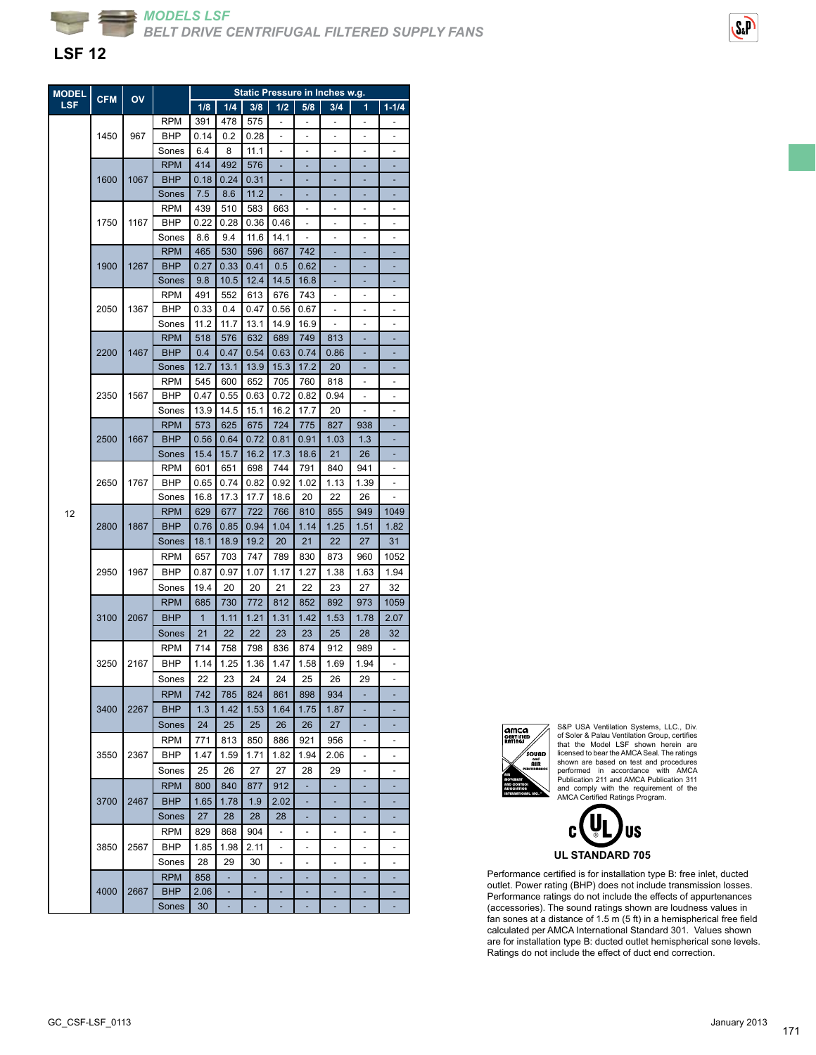## MODELS LSF
## BELT DRIVE CENTRIFUGAL FILTERED SUPPLY FANS

# LSF 12

| MODEL LSF | CFM | OV | | Static Pressure in Inches w.g. | | | | | | | |
|---|---|---|---|---|---|---|---|---|---|---|---|
| | | | | 1/8 | 1/4 | 3/8 | 1/2 | 5/8 | 3/4 | 1 | 1-1/4 |
| 12 | 1450 | 967 | RPM | 391 | 478 | 575 | - | - | - | - | - |
| | | | BHP | 0.14 | 0.2 | 0.28 | - | - | - | - | - |
| | | | Sones | 6.4 | 8 | 11.1 | - | - | - | - | - |
| | 1600 | 1067 | RPM | 414 | 492 | 576 | - | - | - | - | - |
| | | | BHP | 0.18 | 0.24 | 0.31 | - | - | - | - | - |
| | | | Sones | 7.5 | 8.6 | 11.2 | - | - | - | - | - |
| | 1750 | 1167 | RPM | 439 | 510 | 583 | 663 | - | - | - | - |
| | | | BHP | 0.22 | 0.28 | 0.36 | 0.46 | - | - | - | - |
| | | | Sones | 8.6 | 9.4 | 11.6 | 14.1 | - | - | - | - |
| | 1900 | 1267 | RPM | 465 | 530 | 596 | 667 | 742 | - | - | - |
| | | | BHP | 0.27 | 0.33 | 0.41 | 0.5 | 0.62 | - | - | - |
| | | | Sones | 9.8 | 10.5 | 12.4 | 14.5 | 16.8 | - | - | - |
| | 2050 | 1367 | RPM | 491 | 552 | 613 | 676 | 743 | - | - | - |
| | | | BHP | 0.33 | 0.4 | 0.47 | 0.56 | 0.67 | - | - | - |
| | | | Sones | 11.2 | 11.7 | 13.1 | 14.9 | 16.9 | - | - | - |
| | 2200 | 1467 | RPM | 518 | 576 | 632 | 689 | 749 | 813 | - | - |
| | | | BHP | 0.4 | 0.47 | 0.54 | 0.63 | 0.74 | 0.86 | - | - |
| | | | Sones | 12.7 | 13.1 | 13.9 | 15.3 | 17.2 | 20 | - | - |
| | 2350 | 1567 | RPM | 545 | 600 | 652 | 705 | 760 | 818 | - | - |
| | | | BHP | 0.47 | 0.55 | 0.63 | 0.72 | 0.82 | 0.94 | - | - |
| | | | Sones | 13.9 | 14.5 | 15.1 | 16.2 | 17.7 | 20 | - | - |
| | 2500 | 1667 | RPM | 573 | 625 | 675 | 724 | 775 | 827 | 938 | - |
| | | | BHP | 0.56 | 0.64 | 0.72 | 0.81 | 0.91 | 1.03 | 1.3 | - |
| | | | Sones | 15.4 | 15.7 | 16.2 | 17.3 | 18.6 | 21 | 26 | - |
| | 2650 | 1767 | RPM | 601 | 651 | 698 | 744 | 791 | 840 | 941 | - |
| | | | BHP | 0.65 | 0.74 | 0.82 | 0.92 | 1.02 | 1.13 | 1.39 | - |
| | | | Sones | 16.8 | 17.3 | 17.7 | 18.6 | 20 | 22 | 26 | - |
| | 2800 | 1867 | RPM | 629 | 677 | 722 | 766 | 810 | 855 | 949 | 1049 |
| | | | BHP | 0.76 | 0.85 | 0.94 | 1.04 | 1.14 | 1.25 | 1.51 | 1.82 |
| | | | Sones | 18.1 | 18.9 | 19.2 | 20 | 21 | 22 | 27 | 31 |
| | 2950 | 1967 | RPM | 657 | 703 | 747 | 789 | 830 | 873 | 960 | 1052 |
| | | | BHP | 0.87 | 0.97 | 1.07 | 1.17 | 1.27 | 1.38 | 1.63 | 1.94 |
| | | | Sones | 19.4 | 20 | 20 | 21 | 22 | 23 | 27 | 32 |
| | 3100 | 2067 | RPM | 685 | 730 | 772 | 812 | 852 | 892 | 973 | 1059 |
| | | | BHP | 1 | 1.11 | 1.21 | 1.31 | 1.42 | 1.53 | 1.78 | 2.07 |
| | | | Sones | 21 | 22 | 22 | 23 | 23 | 25 | 28 | 32 |
| | 3250 | 2167 | RPM | 714 | 758 | 798 | 836 | 874 | 912 | 989 | - |
| | | | BHP | 1.14 | 1.25 | 1.36 | 1.47 | 1.58 | 1.69 | 1.94 | - |
| | | | Sones | 22 | 23 | 24 | 24 | 25 | 26 | 29 | - |
| | 3400 | 2267 | RPM | 742 | 785 | 824 | 861 | 898 | 934 | - | - |
| | | | BHP | 1.3 | 1.42 | 1.53 | 1.64 | 1.75 | 1.87 | - | - |
| | | | Sones | 24 | 25 | 25 | 26 | 26 | 27 | - | - |
| | 3550 | 2367 | RPM | 771 | 813 | 850 | 886 | 921 | 956 | - | - |
| | | | BHP | 1.47 | 1.59 | 1.71 | 1.82 | 1.94 | 2.06 | - | - |
| | | | Sones | 25 | 26 | 27 | 27 | 28 | 29 | - | - |
| | 3700 | 2467 | RPM | 800 | 840 | 877 | 912 | - | - | - | - |
| | | | BHP | 1.65 | 1.78 | 1.9 | 2.02 | - | - | - | - |
| | | | Sones | 27 | 28 | 28 | 28 | - | - | - | - |
| | 3850 | 2567 | RPM | 829 | 868 | 904 | - | - | - | - | - |
| | | | BHP | 1.85 | 1.98 | 2.11 | - | - | - | - | - |
| | | | Sones | 28 | 29 | 30 | - | - | - | - | - |
| | 4000 | 2667 | RPM | 858 | - | - | - | - | - | - | - |
| | | | BHP | 2.06 | - | - | - | - | - | - | - |
| | | | Sones | 30 | - | - | - | - | - | - | - |

S&P USA Ventilation Systems, LLC., Div. of Soler & Palau Ventilation Group, certifies that the Model LSF shown herein are licensed to bear the AMCA Seal. The ratings shown are based on test and procedures performed in accordance with AMCA Publication 211 and AMCA Publication 311 and comply with the requirement of the AMCA Certified Ratings Program.

UL STANDARD 705

Performance certified is for installation type B: free inlet, ducted outlet. Power rating (BHP) does not include transmission losses. Performance ratings do not include the effects of appurtenances (accessories). The sound ratings shown are loudness values in fan sones at a distance of 1.5 m (5 ft) in a hemispherical free field calculated per AMCA International Standard 301. Values shown are for installation type B: ducted outlet hemispherical sone levels. Ratings do not include the effect of duct end correction.

GC_CSF-LSF_0113

January 2013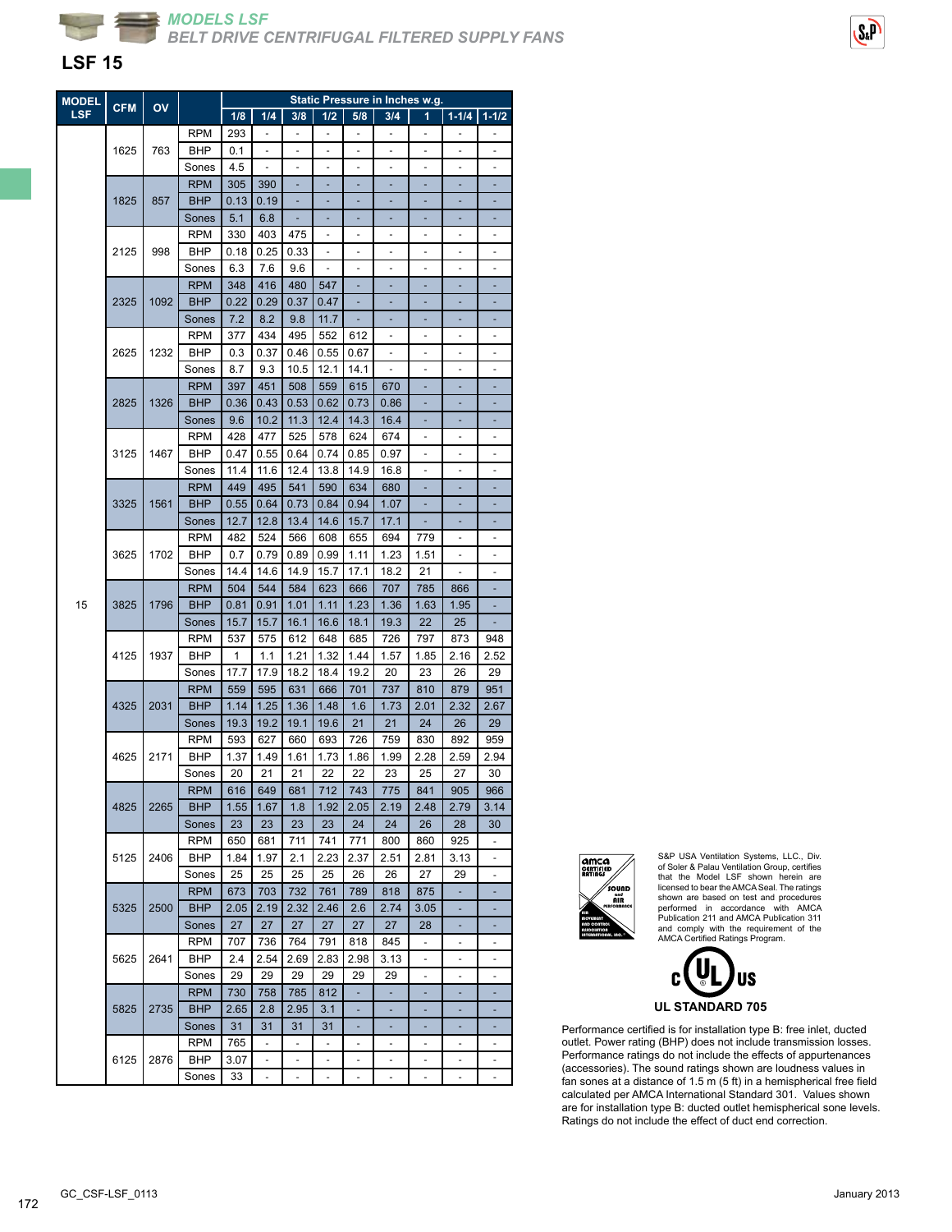*MODELS LSF*
*BELT DRIVE CENTRIFUGAL FILTERED SUPPLY FANS*

# LSF 15

| MODEL LSF | CFM | OV | | Static Pressure in Inches w.g. | | | | | | | | |
|---|---|---|---|---|---|---|---|---|---|---|---|---|
| | | | | 1/8 | 1/4 | 3/8 | 1/2 | 5/8 | 3/4 | 1 | 1-1/4 | 1-1/2 |
| 15 | 1625 | 763 | RPM | 293 | - | - | - | - | - | - | - | - |
| | | | BHP | 0.1 | - | - | - | - | - | - | - | - |
| | | | Sones | 4.5 | - | - | - | - | - | - | - | - |
| | 1825 | 857 | RPM | 305 | 390 | - | - | - | - | - | - | - |
| | | | BHP | 0.13 | 0.19 | - | - | - | - | - | - | - |
| | | | Sones | 5.1 | 6.8 | - | - | - | - | - | - | - |
| | 2125 | 998 | RPM | 330 | 403 | 475 | - | - | - | - | - | - |
| | | | BHP | 0.18 | 0.25 | 0.33 | - | - | - | - | - | - |
| | | | Sones | 6.3 | 7.6 | 9.6 | - | - | - | - | - | - |
| | 2325 | 1092 | RPM | 348 | 416 | 480 | 547 | - | - | - | - | - |
| | | | BHP | 0.22 | 0.29 | 0.37 | 0.47 | - | - | - | - | - |
| | | | Sones | 7.2 | 8.2 | 9.8 | 11.7 | - | - | - | - | - |
| | 2625 | 1232 | RPM | 377 | 434 | 495 | 552 | 612 | - | - | - | - |
| | | | BHP | 0.3 | 0.37 | 0.46 | 0.55 | 0.67 | - | - | - | - |
| | | | Sones | 8.7 | 9.3 | 10.5 | 12.1 | 14.1 | - | - | - | - |
| | 2825 | 1326 | RPM | 397 | 451 | 508 | 559 | 615 | 670 | - | - | - |
| | | | BHP | 0.36 | 0.43 | 0.53 | 0.62 | 0.73 | 0.86 | - | - | - |
| | | | Sones | 9.6 | 10.2 | 11.3 | 12.4 | 14.3 | 16.4 | - | - | - |
| | 3125 | 1467 | RPM | 428 | 477 | 525 | 578 | 624 | 674 | - | - | - |
| | | | BHP | 0.47 | 0.55 | 0.64 | 0.74 | 0.85 | 0.97 | - | - | - |
| | | | Sones | 11.4 | 11.6 | 12.4 | 13.8 | 14.9 | 16.8 | - | - | - |
| | 3325 | 1561 | RPM | 449 | 495 | 541 | 590 | 634 | 680 | - | - | - |
| | | | BHP | 0.55 | 0.64 | 0.73 | 0.84 | 0.94 | 1.07 | - | - | - |
| | | | Sones | 12.7 | 12.8 | 13.4 | 14.6 | 15.7 | 17.1 | - | - | - |
| | 3625 | 1702 | RPM | 482 | 524 | 566 | 608 | 655 | 694 | 779 | - | - |
| | | | BHP | 0.7 | 0.79 | 0.89 | 0.99 | 1.11 | 1.23 | 1.51 | - | - |
| | | | Sones | 14.4 | 14.6 | 14.9 | 15.7 | 17.1 | 18.2 | 21 | - | - |
| | 3825 | 1796 | RPM | 504 | 544 | 584 | 623 | 666 | 707 | 785 | 866 | - |
| | | | BHP | 0.81 | 0.91 | 1.01 | 1.11 | 1.23 | 1.36 | 1.63 | 1.95 | - |
| | | | Sones | 15.7 | 15.7 | 16.1 | 16.6 | 18.1 | 19.3 | 22 | 25 | - |
| | 4125 | 1937 | RPM | 537 | 575 | 612 | 648 | 685 | 726 | 797 | 873 | 948 |
| | | | BHP | 1 | 1.1 | 1.21 | 1.32 | 1.44 | 1.57 | 1.85 | 2.16 | 2.52 |
| | | | Sones | 17.7 | 17.9 | 18.2 | 18.4 | 19.2 | 20 | 23 | 26 | 29 |
| | 4325 | 2031 | RPM | 559 | 595 | 631 | 666 | 701 | 737 | 810 | 879 | 951 |
| | | | BHP | 1.14 | 1.25 | 1.36 | 1.48 | 1.6 | 1.73 | 2.01 | 2.32 | 2.67 |
| | | | Sones | 19.3 | 19.2 | 19.1 | 19.6 | 21 | 21 | 24 | 26 | 29 |
| | 4625 | 2171 | RPM | 593 | 627 | 660 | 693 | 726 | 759 | 830 | 892 | 959 |
| | | | BHP | 1.37 | 1.49 | 1.61 | 1.73 | 1.86 | 1.99 | 2.28 | 2.59 | 2.94 |
| | | | Sones | 20 | 21 | 21 | 22 | 22 | 23 | 25 | 27 | 30 |
| | 4825 | 2265 | RPM | 616 | 649 | 681 | 712 | 743 | 775 | 841 | 905 | 966 |
| | | | BHP | 1.55 | 1.67 | 1.8 | 1.92 | 2.05 | 2.19 | 2.48 | 2.79 | 3.14 |
| | | | Sones | 23 | 23 | 23 | 23 | 24 | 24 | 26 | 28 | 30 |
| | 5125 | 2406 | RPM | 650 | 681 | 711 | 741 | 771 | 800 | 860 | 925 | - |
| | | | BHP | 1.84 | 1.97 | 2.1 | 2.23 | 2.37 | 2.51 | 2.81 | 3.13 | - |
| | | | Sones | 25 | 25 | 25 | 25 | 26 | 26 | 27 | 29 | - |
| | 5325 | 2500 | RPM | 673 | 703 | 732 | 761 | 789 | 818 | 875 | - | - |
| | | | BHP | 2.05 | 2.19 | 2.32 | 2.46 | 2.6 | 2.74 | 3.05 | - | - |
| | | | Sones | 27 | 27 | 27 | 27 | 27 | 27 | 28 | - | - |
| | 5625 | 2641 | RPM | 707 | 736 | 764 | 791 | 818 | 845 | - | - | - |
| | | | BHP | 2.4 | 2.54 | 2.69 | 2.83 | 2.98 | 3.13 | - | - | - |
| | | | Sones | 29 | 29 | 29 | 29 | 29 | 29 | - | - | - |
| | 5825 | 2735 | RPM | 730 | 758 | 785 | 812 | - | - | - | - | - |
| | | | BHP | 2.65 | 2.8 | 2.95 | 3.1 | - | - | - | - | - |
| | | | Sones | 31 | 31 | 31 | 31 | - | - | - | - | - |
| | 6125 | 2876 | RPM | 765 | - | - | - | - | - | - | - | - |
| | | | BHP | 3.07 | - | - | - | - | - | - | - | - |
| | | | Sones | 33 | - | - | - | - | - | - | - | - |

S&P USA Ventilation Systems, LLC., Div. of Soler & Palau Ventilation Group, certifies that the Model LSF shown herein are licensed to bear the AMCA Seal. The ratings shown are based on test and procedures performed in accordance with AMCA Publication 211 and AMCA Publication 311 and comply with the requirement of the AMCA Certified Ratings Program.

UL STANDARD 705

Performance certified is for installation type B: free inlet, ducted outlet. Power rating (BHP) does not include transmission losses. Performance ratings do not include the effects of appurtenances (accessories). The sound ratings shown are loudness values in fan sones at a distance of 1.5 m (5 ft) in a hemispherical free field calculated per AMCA International Standard 301. Values shown are for installation type B: ducted outlet hemispherical sone levels. Ratings do not include the effect of duct end correction.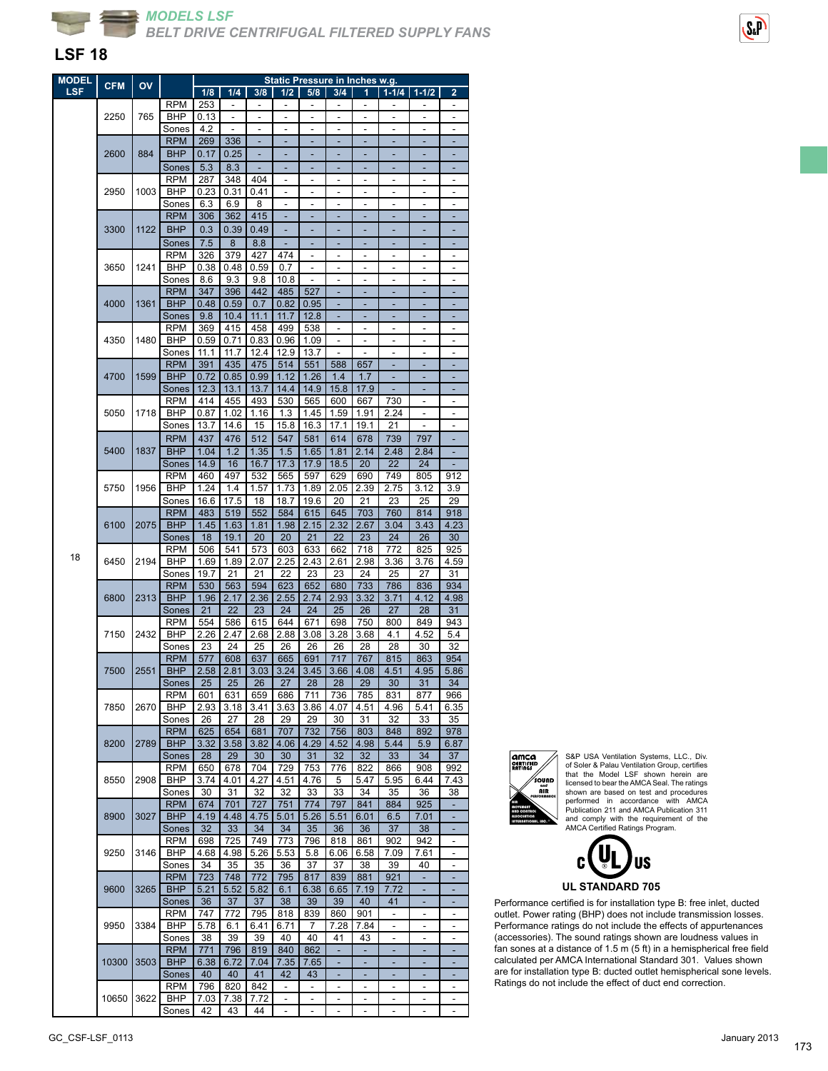## MODELS LSF
### BELT DRIVE CENTRIFUGAL FILTERED SUPPLY FANS

# LSF 18

| MODEL LSF | CFM | OV | | 1/8 | 1/4 | 3/8 | 1/2 | 5/8 | 3/4 | 1 | 1-1/4 | 1-1/2 | 2 |
|---|---|---|---|---|---|---|---|---|---|---|---|---|---|
| | | | | Static Pressure in Inches w.g. | | | | | | | | | |
| 18 | 2250 | 765 | RPM | 253 | - | - | - | - | - | - | - | - | - |
| | | | BHP | 0.13 | - | - | - | - | - | - | - | - | - |
| | | | Sones | 4.2 | - | - | - | - | - | - | - | - | - |
| | 2600 | 884 | RPM | 269 | 336 | - | - | - | - | - | - | - | - |
| | | | BHP | 0.17 | 0.25 | - | - | - | - | - | - | - | - |
| | | | Sones | 5.3 | 8.3 | - | - | - | - | - | - | - | - |
| | 2950 | 1003 | RPM | 287 | 348 | 404 | - | - | - | - | - | - | - |
| | | | BHP | 0.23 | 0.31 | 0.41 | - | - | - | - | - | - | - |
| | | | Sones | 6.3 | 6.9 | 8 | - | - | - | - | - | - | - |
| | 3300 | 1122 | RPM | 306 | 362 | 415 | - | - | - | - | - | - | - |
| | | | BHP | 0.3 | 0.39 | 0.49 | - | - | - | - | - | - | - |
| | | | Sones | 7.5 | 8 | 8.8 | - | - | - | - | - | - | - |
| | 3650 | 1241 | RPM | 326 | 379 | 427 | 474 | - | - | - | - | - | - |
| | | | BHP | 0.38 | 0.48 | 0.59 | 0.7 | - | - | - | - | - | - |
| | | | Sones | 8.6 | 9.3 | 9.8 | 10.8 | - | - | - | - | - | - |
| | 4000 | 1361 | RPM | 347 | 396 | 442 | 485 | 527 | - | - | - | - | - |
| | | | BHP | 0.48 | 0.59 | 0.7 | 0.82 | 0.95 | - | - | - | - | - |
| | | | Sones | 9.8 | 10.4 | 11.1 | 11.7 | 12.8 | - | - | - | - | - |
| | 4350 | 1480 | RPM | 369 | 415 | 458 | 499 | 538 | - | - | - | - | - |
| | | | BHP | 0.59 | 0.71 | 0.83 | 0.96 | 1.09 | - | - | - | - | - |
| | | | Sones | 11.1 | 11.7 | 12.4 | 12.9 | 13.7 | - | - | - | - | - |
| | 4700 | 1599 | RPM | 391 | 435 | 475 | 514 | 551 | 588 | 657 | - | - | - |
| | | | BHP | 0.72 | 0.85 | 0.99 | 1.12 | 1.26 | 1.4 | 1.7 | - | - | - |
| | | | Sones | 12.3 | 13.1 | 13.7 | 14.4 | 14.9 | 15.8 | 17.9 | - | - | - |
| | 5050 | 1718 | RPM | 414 | 455 | 493 | 530 | 565 | 600 | 667 | 730 | - | - |
| | | | BHP | 0.87 | 1.02 | 1.16 | 1.3 | 1.45 | 1.59 | 1.91 | 2.24 | - | - |
| | | | Sones | 13.7 | 14.6 | 15 | 15.8 | 16.3 | 17.1 | 19.1 | 21 | - | - |
| | 5400 | 1837 | RPM | 437 | 476 | 512 | 547 | 581 | 614 | 678 | 739 | 797 | - |
| | | | BHP | 1.04 | 1.2 | 1.35 | 1.5 | 1.65 | 1.81 | 2.14 | 2.48 | 2.84 | - |
| | | | Sones | 14.9 | 16 | 16.7 | 17.3 | 17.9 | 18.5 | 20 | 22 | 24 | - |
| | 5750 | 1956 | RPM | 460 | 497 | 532 | 565 | 597 | 629 | 690 | 749 | 805 | 912 |
| | | | BHP | 1.24 | 1.4 | 1.57 | 1.73 | 1.89 | 2.05 | 2.39 | 2.75 | 3.12 | 3.9 |
| | | | Sones | 16.6 | 17.5 | 18 | 18.7 | 19.6 | 20 | 21 | 23 | 25 | 29 |
| | 6100 | 2075 | RPM | 483 | 519 | 552 | 584 | 615 | 645 | 703 | 760 | 814 | 918 |
| | | | BHP | 1.45 | 1.63 | 1.81 | 1.98 | 2.15 | 2.32 | 2.67 | 3.04 | 3.43 | 4.23 |
| | | | Sones | 18 | 19.1 | 20 | 20 | 21 | 22 | 23 | 24 | 26 | 30 |
| | 6450 | 2194 | RPM | 506 | 541 | 573 | 603 | 633 | 662 | 718 | 772 | 825 | 925 |
| | | | BHP | 1.69 | 1.89 | 2.07 | 2.25 | 2.43 | 2.61 | 2.98 | 3.36 | 3.76 | 4.59 |
| | | | Sones | 19.7 | 21 | 21 | 22 | 23 | 23 | 24 | 25 | 27 | 31 |
| | 6800 | 2313 | RPM | 530 | 563 | 594 | 623 | 652 | 680 | 733 | 786 | 836 | 934 |
| | | | BHP | 1.96 | 2.17 | 2.36 | 2.55 | 2.74 | 2.93 | 3.32 | 3.71 | 4.12 | 4.98 |
| | | | Sones | 21 | 22 | 23 | 24 | 24 | 25 | 26 | 27 | 28 | 31 |
| | 7150 | 2432 | RPM | 554 | 586 | 615 | 644 | 671 | 698 | 750 | 800 | 849 | 943 |
| | | | BHP | 2.26 | 2.47 | 2.68 | 2.88 | 3.08 | 3.28 | 3.68 | 4.1 | 4.52 | 5.4 |
| | | | Sones | 23 | 24 | 25 | 26 | 26 | 26 | 28 | 28 | 30 | 32 |
| | 7500 | 2551 | RPM | 577 | 608 | 637 | 665 | 691 | 717 | 767 | 815 | 863 | 954 |
| | | | BHP | 2.58 | 2.81 | 3.03 | 3.24 | 3.45 | 3.66 | 4.08 | 4.51 | 4.95 | 5.86 |
| | | | Sones | 25 | 25 | 26 | 27 | 28 | 28 | 29 | 30 | 31 | 34 |
| | 7850 | 2670 | RPM | 601 | 631 | 659 | 686 | 711 | 736 | 785 | 831 | 877 | 966 |
| | | | BHP | 2.93 | 3.18 | 3.41 | 3.63 | 3.86 | 4.07 | 4.51 | 4.96 | 5.41 | 6.35 |
| | | | Sones | 26 | 27 | 28 | 29 | 29 | 30 | 31 | 32 | 33 | 35 |
| | 8200 | 2789 | RPM | 625 | 654 | 681 | 707 | 732 | 756 | 803 | 848 | 892 | 978 |
| | | | BHP | 3.32 | 3.58 | 3.82 | 4.06 | 4.29 | 4.52 | 4.98 | 5.44 | 5.9 | 6.87 |
| | | | Sones | 28 | 29 | 30 | 30 | 31 | 32 | 32 | 33 | 34 | 37 |
| | 8550 | 2908 | RPM | 650 | 678 | 704 | 729 | 753 | 776 | 822 | 866 | 908 | 992 |
| | | | BHP | 3.74 | 4.01 | 4.27 | 4.51 | 4.76 | 5 | 5.47 | 5.95 | 6.44 | 7.43 |
| | | | Sones | 30 | 31 | 32 | 32 | 33 | 33 | 34 | 35 | 36 | 38 |
| | 8900 | 3027 | RPM | 674 | 701 | 727 | 751 | 774 | 797 | 841 | 884 | 925 | - |
| | | | BHP | 4.19 | 4.48 | 4.75 | 5.01 | 5.26 | 5.51 | 6.01 | 6.5 | 7.01 | - |
| | | | Sones | 32 | 33 | 34 | 34 | 35 | 36 | 36 | 37 | 38 | - |
| | 9250 | 3146 | RPM | 698 | 725 | 749 | 773 | 796 | 818 | 861 | 902 | 942 | - |
| | | | BHP | 4.68 | 4.98 | 5.26 | 5.53 | 5.8 | 6.06 | 6.58 | 7.09 | 7.61 | - |
| | | | Sones | 34 | 35 | 35 | 36 | 37 | 37 | 38 | 39 | 40 | - |
| | 9600 | 3265 | RPM | 723 | 748 | 772 | 795 | 817 | 839 | 881 | 921 | - | - |
| | | | BHP | 5.21 | 5.52 | 5.82 | 6.1 | 6.38 | 6.65 | 7.19 | 7.72 | - | - |
| | | | Sones | 36 | 37 | 37 | 38 | 39 | 39 | 40 | 41 | - | - |
| | 9950 | 3384 | RPM | 747 | 772 | 795 | 818 | 839 | 860 | 901 | - | - | - |
| | | | BHP | 5.78 | 6.1 | 6.41 | 6.71 | 7 | 7.28 | 7.84 | - | - | - |
| | | | Sones | 38 | 39 | 39 | 40 | 40 | 41 | 43 | - | - | - |
| | 10300 | 3503 | RPM | 771 | 796 | 819 | 840 | 862 | - | - | - | - | - |
| | | | BHP | 6.38 | 6.72 | 7.04 | 7.35 | 7.65 | - | - | - | - | - |
| | | | Sones | 40 | 40 | 41 | 42 | 43 | - | - | - | - | - |
| | 10650 | 3622 | RPM | 796 | 820 | 842 | - | - | - | - | - | - | - |
| | | | BHP | 7.03 | 7.38 | 7.72 | - | - | - | - | - | - | - |
| | | | Sones | 42 | 43 | 44 | - | - | - | - | - | - | - |

S&P USA Ventilation Systems, LLC., Div. of Soler & Palau Ventilation Group, certifies that the Model LSF shown herein are licensed to bear the AMCA Seal. The ratings shown are based on test and procedures performed in accordance with AMCA Publication 211 and AMCA Publication 311 and comply with the requirement of the AMCA Certified Ratings Program.

UL STANDARD 705

Performance certified is for installation type B: free inlet, ducted outlet. Power rating (BHP) does not include transmission losses. Performance ratings do not include the effects of appurtenances (accessories). The sound ratings shown are loudness values in fan sones at a distance of 1.5 m (5 ft) in a hemispherical free field calculated per AMCA International Standard 301. Values shown are for installation type B: ducted outlet hemispherical sone levels. Ratings do not include the effect of duct end correction.

GC_CSF-LSF_0113 January 2013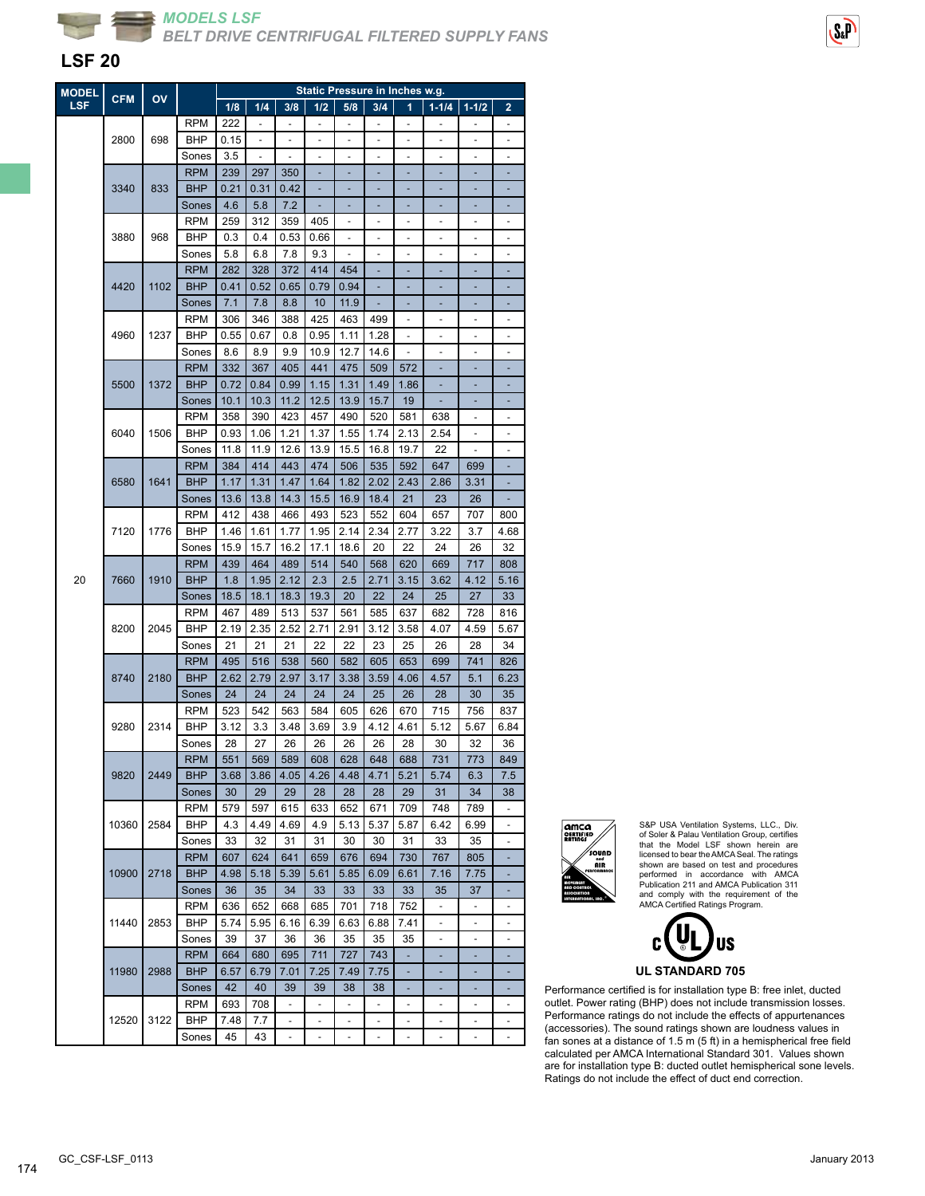*MODELS LSF*
*BELT DRIVE CENTRIFUGAL FILTERED SUPPLY FANS*

## LSF 20

| MODEL LSF | CFM | OV | | Static Pressure in Inches w.g. | | | | | | | | | |
|---|---|---|---|---|---|---|---|---|---|---|---|---|---|
| | | | | 1/8 | 1/4 | 3/8 | 1/2 | 5/8 | 3/4 | 1 | 1-1/4 | 1-1/2 | 2 |
| 20 | 2800 | 698 | RPM | 222 | - | - | - | - | - | - | - | - | - |
| | | | BHP | 0.15 | - | - | - | - | - | - | - | - | - |
| | | | Sones | 3.5 | - | - | - | - | - | - | - | - | - |
| | 3340 | 833 | RPM | 239 | 297 | 350 | - | - | - | - | - | - | - |
| | | | BHP | 0.21 | 0.31 | 0.42 | - | - | - | - | - | - | - |
| | | | Sones | 4.6 | 5.8 | 7.2 | - | - | - | - | - | - | - |
| | 3880 | 968 | RPM | 259 | 312 | 359 | 405 | - | - | - | - | - | - |
| | | | BHP | 0.3 | 0.4 | 0.53 | 0.66 | - | - | - | - | - | - |
| | | | Sones | 5.8 | 6.8 | 7.8 | 9.3 | - | - | - | - | - | - |
| | 4420 | 1102 | RPM | 282 | 328 | 372 | 414 | 454 | - | - | - | - | - |
| | | | BHP | 0.41 | 0.52 | 0.65 | 0.79 | 0.94 | - | - | - | - | - |
| | | | Sones | 7.1 | 7.8 | 8.8 | 10 | 11.9 | - | - | - | - | - |
| | 4960 | 1237 | RPM | 306 | 346 | 388 | 425 | 463 | 499 | - | - | - | - |
| | | | BHP | 0.55 | 0.67 | 0.8 | 0.95 | 1.11 | 1.28 | - | - | - | - |
| | | | Sones | 8.6 | 8.9 | 9.9 | 10.9 | 12.7 | 14.6 | - | - | - | - |
| | 5500 | 1372 | RPM | 332 | 367 | 405 | 441 | 475 | 509 | 572 | - | - | - |
| | | | BHP | 0.72 | 0.84 | 0.99 | 1.15 | 1.31 | 1.49 | 1.86 | - | - | - |
| | | | Sones | 10.1 | 10.3 | 11.2 | 12.5 | 13.9 | 15.7 | 19 | - | - | - |
| | 6040 | 1506 | RPM | 358 | 390 | 423 | 457 | 490 | 520 | 581 | 638 | - | - |
| | | | BHP | 0.93 | 1.06 | 1.21 | 1.37 | 1.55 | 1.74 | 2.13 | 2.54 | - | - |
| | | | Sones | 11.8 | 11.9 | 12.6 | 13.9 | 15.5 | 16.8 | 19.7 | 22 | - | - |
| | 6580 | 1641 | RPM | 384 | 414 | 443 | 474 | 506 | 535 | 592 | 647 | 699 | - |
| | | | BHP | 1.17 | 1.31 | 1.47 | 1.64 | 1.82 | 2.02 | 2.43 | 2.86 | 3.31 | - |
| | | | Sones | 13.6 | 13.8 | 14.3 | 15.5 | 16.9 | 18.4 | 21 | 23 | 26 | - |
| | 7120 | 1776 | RPM | 412 | 438 | 466 | 493 | 523 | 552 | 604 | 657 | 707 | 800 |
| | | | BHP | 1.46 | 1.61 | 1.77 | 1.95 | 2.14 | 2.34 | 2.77 | 3.22 | 3.7 | 4.68 |
| | | | Sones | 15.9 | 15.7 | 16.2 | 17.1 | 18.6 | 20 | 22 | 24 | 26 | 32 |
| | 7660 | 1910 | RPM | 439 | 464 | 489 | 514 | 540 | 568 | 620 | 669 | 717 | 808 |
| | | | BHP | 1.8 | 1.95 | 2.12 | 2.3 | 2.5 | 2.71 | 3.15 | 3.62 | 4.12 | 5.16 |
| | | | Sones | 18.5 | 18.1 | 18.3 | 19.3 | 20 | 22 | 24 | 25 | 27 | 33 |
| | 8200 | 2045 | RPM | 467 | 489 | 513 | 537 | 561 | 585 | 637 | 682 | 728 | 816 |
| | | | BHP | 2.19 | 2.35 | 2.52 | 2.71 | 2.91 | 3.12 | 3.58 | 4.07 | 4.59 | 5.67 |
| | | | Sones | 21 | 21 | 21 | 22 | 22 | 23 | 25 | 26 | 28 | 34 |
| | 8740 | 2180 | RPM | 495 | 516 | 538 | 560 | 582 | 605 | 653 | 699 | 741 | 826 |
| | | | BHP | 2.62 | 2.79 | 2.97 | 3.17 | 3.38 | 3.59 | 4.06 | 4.57 | 5.1 | 6.23 |
| | | | Sones | 24 | 24 | 24 | 24 | 24 | 25 | 26 | 28 | 30 | 35 |
| | 9280 | 2314 | RPM | 523 | 542 | 563 | 584 | 605 | 626 | 670 | 715 | 756 | 837 |
| | | | BHP | 3.12 | 3.3 | 3.48 | 3.69 | 3.9 | 4.12 | 4.61 | 5.12 | 5.67 | 6.84 |
| | | | Sones | 28 | 27 | 26 | 26 | 26 | 26 | 28 | 30 | 32 | 36 |
| | 9820 | 2449 | RPM | 551 | 569 | 589 | 608 | 628 | 648 | 688 | 731 | 773 | 849 |
| | | | BHP | 3.68 | 3.86 | 4.05 | 4.26 | 4.48 | 4.71 | 5.21 | 5.74 | 6.3 | 7.5 |
| | | | Sones | 30 | 29 | 29 | 28 | 28 | 28 | 29 | 31 | 34 | 38 |
| | 10360 | 2584 | RPM | 579 | 597 | 615 | 633 | 652 | 671 | 709 | 748 | 789 | - |
| | | | BHP | 4.3 | 4.49 | 4.69 | 4.9 | 5.13 | 5.37 | 5.87 | 6.42 | 6.99 | - |
| | | | Sones | 33 | 32 | 31 | 31 | 30 | 30 | 31 | 33 | 35 | - |
| | 10900 | 2718 | RPM | 607 | 624 | 641 | 659 | 676 | 694 | 730 | 767 | 805 | - |
| | | | BHP | 4.98 | 5.18 | 5.39 | 5.61 | 5.85 | 6.09 | 6.61 | 7.16 | 7.75 | - |
| | | | Sones | 36 | 35 | 34 | 33 | 33 | 33 | 33 | 35 | 37 | - |
| | 11440 | 2853 | RPM | 636 | 652 | 668 | 685 | 701 | 718 | 752 | - | - | - |
| | | | BHP | 5.74 | 5.95 | 6.16 | 6.39 | 6.63 | 6.88 | 7.41 | - | - | - |
| | | | Sones | 39 | 37 | 36 | 36 | 35 | 35 | 35 | - | - | - |
| | 11980 | 2988 | RPM | 664 | 680 | 695 | 711 | 727 | 743 | - | - | - | - |
| | | | BHP | 6.57 | 6.79 | 7.01 | 7.25 | 7.49 | 7.75 | - | - | - | - |
| | | | Sones | 42 | 40 | 39 | 39 | 38 | 38 | - | - | - | - |
| | 12520 | 3122 | RPM | 693 | 708 | - | - | - | - | - | - | - | - |
| | | | BHP | 7.48 | 7.7 | - | - | - | - | - | - | - | - |
| | | | Sones | 45 | 43 | - | - | - | - | - | - | - | - |

S&P USA Ventilation Systems, LLC., Div. of Soler & Palau Ventilation Group, certifies that the Model LSF shown herein are licensed to bear the AMCA Seal. The ratings shown are based on test and procedures performed in accordance with AMCA Publication 211 and AMCA Publication 311 and comply with the requirement of the AMCA Certified Ratings Program.

**UL STANDARD 705**

Performance certified is for installation type B: free inlet, ducted outlet. Power rating (BHP) does not include transmission losses. Performance ratings do not include the effects of appurtenances (accessories). The sound ratings shown are loudness values in fan sones at a distance of 1.5 m (5 ft) in a hemispherical free field calculated per AMCA International Standard 301. Values shown are for installation type B: ducted outlet hemispherical sone levels. Ratings do not include the effect of duct end correction.

GC_CSF-LSF_0113

January 2013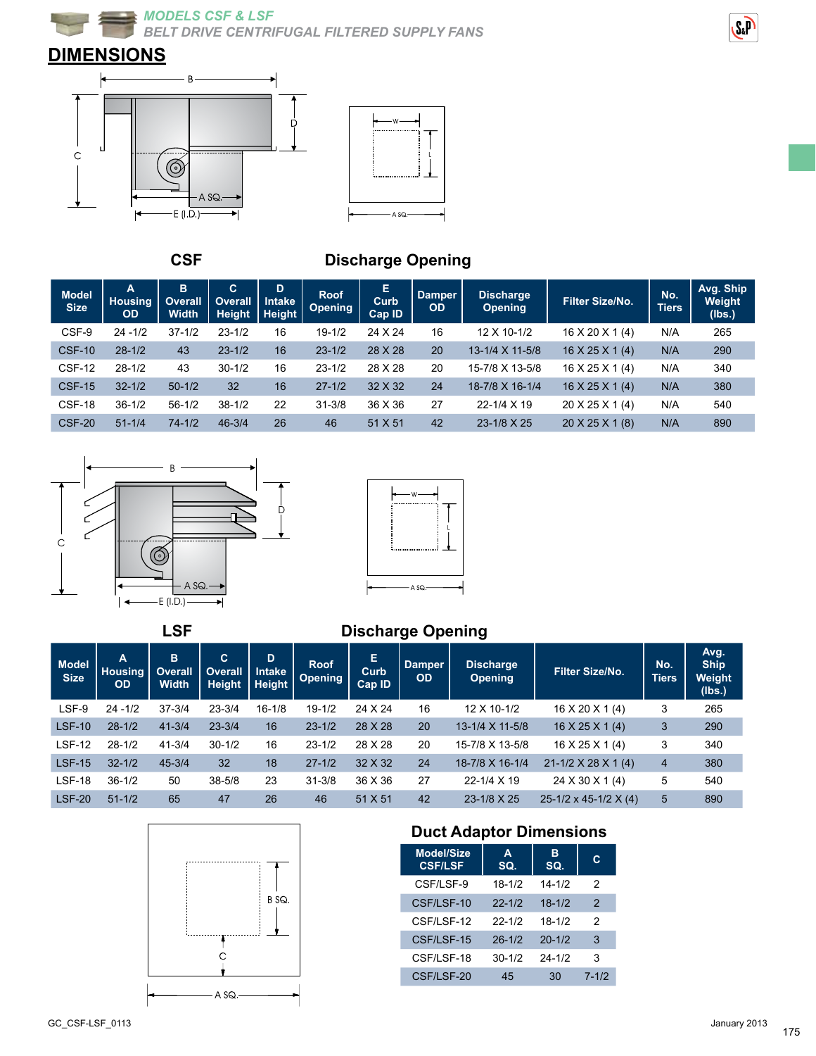## MODELS CSF & LSF
### BELT DRIVE CENTRIFUGAL FILTERED SUPPLY FANS

# DIMENSIONS

B
C
D
A SQ.
E (I.D.)
W
L
A SQ.

## CSF — Discharge Opening

| Model Size | A Housing OD | B Overall Width | C Overall Height | D Intake Height | Roof Opening | E Curb Cap ID | Damper OD | Discharge Opening | Filter Size/No. | No. Tiers | Avg. Ship Weight (lbs.) |
|---|---|---|---|---|---|---|---|---|---|---|---|
| CSF-9 | 24 -1/2 | 37-1/2 | 23-1/2 | 16 | 19-1/2 | 24 X 24 | 16 | 12 X 10-1/2 | 16 X 20 X 1 (4) | N/A | 265 |
| CSF-10 | 28-1/2 | 43 | 23-1/2 | 16 | 23-1/2 | 28 X 28 | 20 | 13-1/4 X 11-5/8 | 16 X 25 X 1 (4) | N/A | 290 |
| CSF-12 | 28-1/2 | 43 | 30-1/2 | 16 | 23-1/2 | 28 X 28 | 20 | 15-7/8 X 13-5/8 | 16 X 25 X 1 (4) | N/A | 340 |
| CSF-15 | 32-1/2 | 50-1/2 | 32 | 16 | 27-1/2 | 32 X 32 | 24 | 18-7/8 X 16-1/4 | 16 X 25 X 1 (4) | N/A | 380 |
| CSF-18 | 36-1/2 | 56-1/2 | 38-1/2 | 22 | 31-3/8 | 36 X 36 | 27 | 22-1/4 X 19 | 20 X 25 X 1 (4) | N/A | 540 |
| CSF-20 | 51-1/4 | 74-1/2 | 46-3/4 | 26 | 46 | 51 X 51 | 42 | 23-1/8 X 25 | 20 X 25 X 1 (8) | N/A | 890 |

B
C
D
A SQ.
E (I.D.)
W
L
A SQ.

## LSF — Discharge Opening

| Model Size | A Housing OD | B Overall Width | C Overall Height | D Intake Height | Roof Opening | E Curb Cap ID | Damper OD | Discharge Opening | Filter Size/No. | No. Tiers | Avg. Ship Weight (lbs.) |
|---|---|---|---|---|---|---|---|---|---|---|---|
| LSF-9 | 24 -1/2 | 37-3/4 | 23-3/4 | 16-1/8 | 19-1/2 | 24 X 24 | 16 | 12 X 10-1/2 | 16 X 20 X 1 (4) | 3 | 265 |
| LSF-10 | 28-1/2 | 41-3/4 | 23-3/4 | 16 | 23-1/2 | 28 X 28 | 20 | 13-1/4 X 11-5/8 | 16 X 25 X 1 (4) | 3 | 290 |
| LSF-12 | 28-1/2 | 41-3/4 | 30-1/2 | 16 | 23-1/2 | 28 X 28 | 20 | 15-7/8 X 13-5/8 | 16 X 25 X 1 (4) | 3 | 340 |
| LSF-15 | 32-1/2 | 45-3/4 | 32 | 18 | 27-1/2 | 32 X 32 | 24 | 18-7/8 X 16-1/4 | 21-1/2 X 28 X 1 (4) | 4 | 380 |
| LSF-18 | 36-1/2 | 50 | 38-5/8 | 23 | 31-3/8 | 36 X 36 | 27 | 22-1/4 X 19 | 24 X 30 X 1 (4) | 5 | 540 |
| LSF-20 | 51-1/2 | 65 | 47 | 26 | 46 | 51 X 51 | 42 | 23-1/8 X 25 | 25-1/2 x 45-1/2 X (4) | 5 | 890 |

B SQ.
C
A SQ.

## Duct Adaptor Dimensions

| Model/Size CSF/LSF | A SQ. | B SQ. | C |
|---|---|---|---|
| CSF/LSF-9 | 18-1/2 | 14-1/2 | 2 |
| CSF/LSF-10 | 22-1/2 | 18-1/2 | 2 |
| CSF/LSF-12 | 22-1/2 | 18-1/2 | 2 |
| CSF/LSF-15 | 26-1/2 | 20-1/2 | 3 |
| CSF/LSF-18 | 30-1/2 | 24-1/2 | 3 |
| CSF/LSF-20 | 45 | 30 | 7-1/2 |

GC_CSF-LSF_0113

January 2013